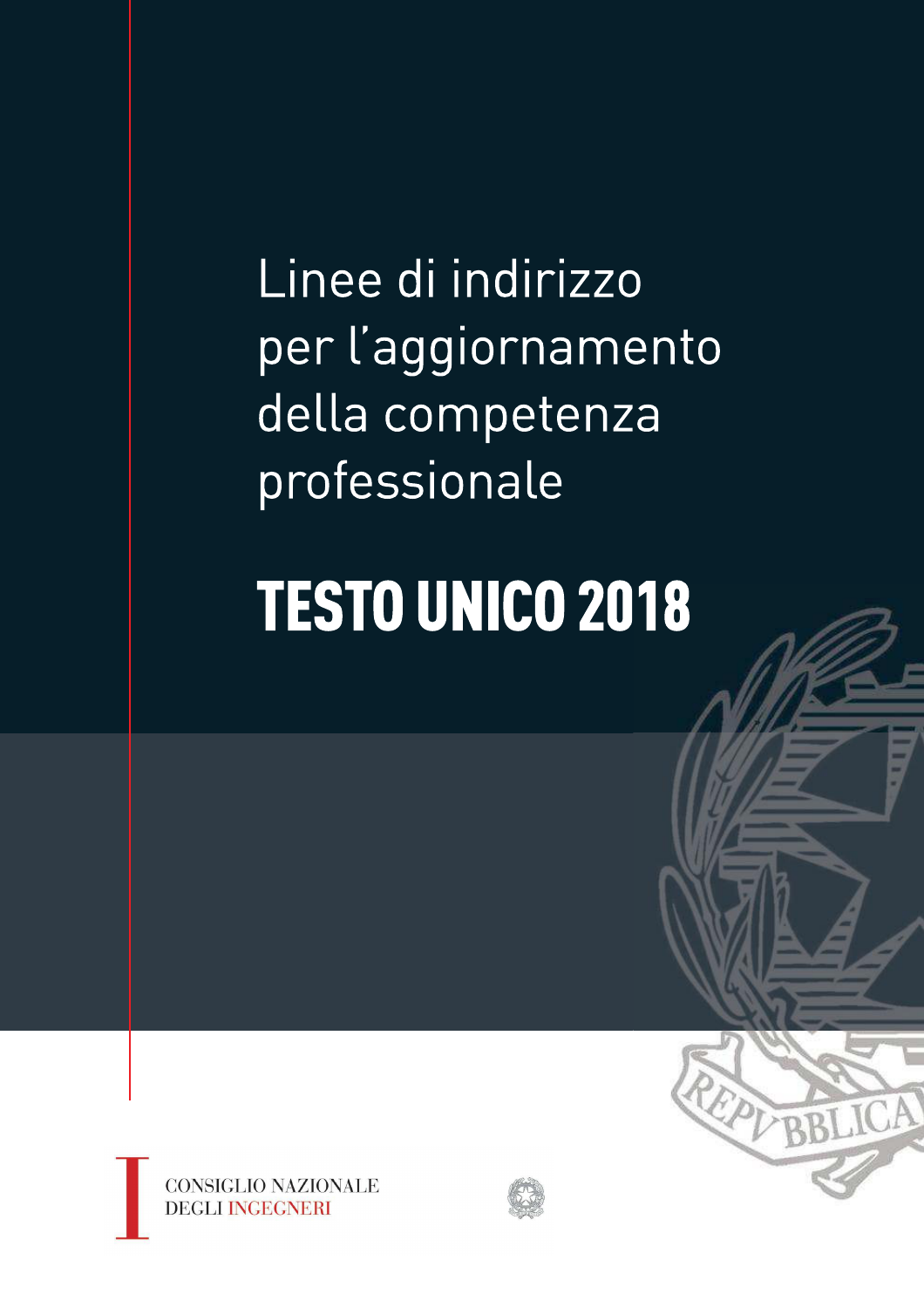# Linee di indirizzo per l'aggiornamento della competenza professionale

# TESTO UNICO 2018

CONSIGLIO NAZIONALE
DEGLI INGEGNERI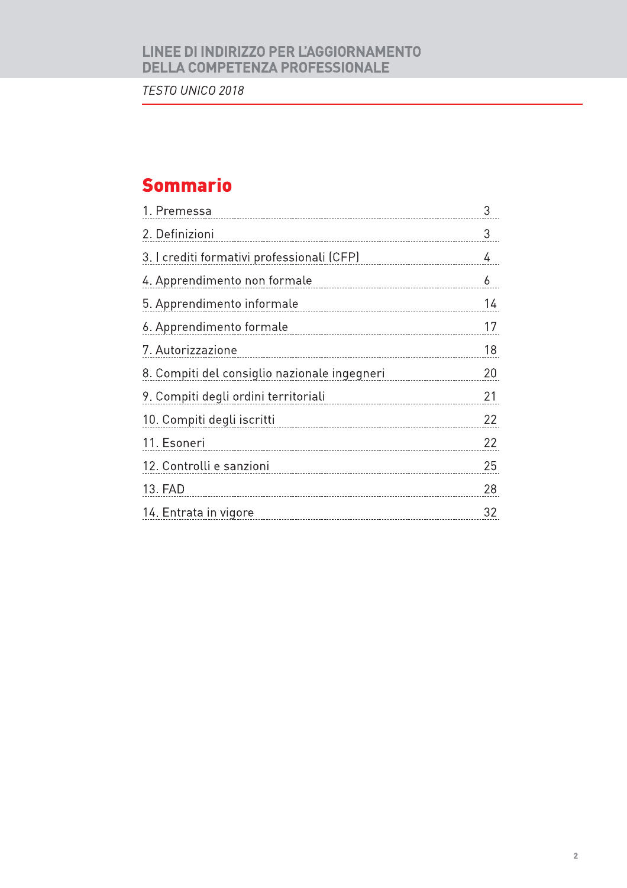# Sommario

| | |
|---|---|
| 1. Premessa | 3 |
| 2. Definizioni | 3 |
| 3. I crediti formativi professionali (CFP) | 4 |
| 4. Apprendimento non formale | 6 |
| 5. Apprendimento informale | 14 |
| 6. Apprendimento formale | 17 |
| 7. Autorizzazione | 18 |
| 8. Compiti del consiglio nazionale ingegneri | 20 |
| 9. Compiti degli ordini territoriali | 21 |
| 10. Compiti degli iscritti | 22 |
| 11. Esoneri | 22 |
| 12. Controlli e sanzioni | 25 |
| 13. FAD | 28 |
| 14. Entrata in vigore | 32 |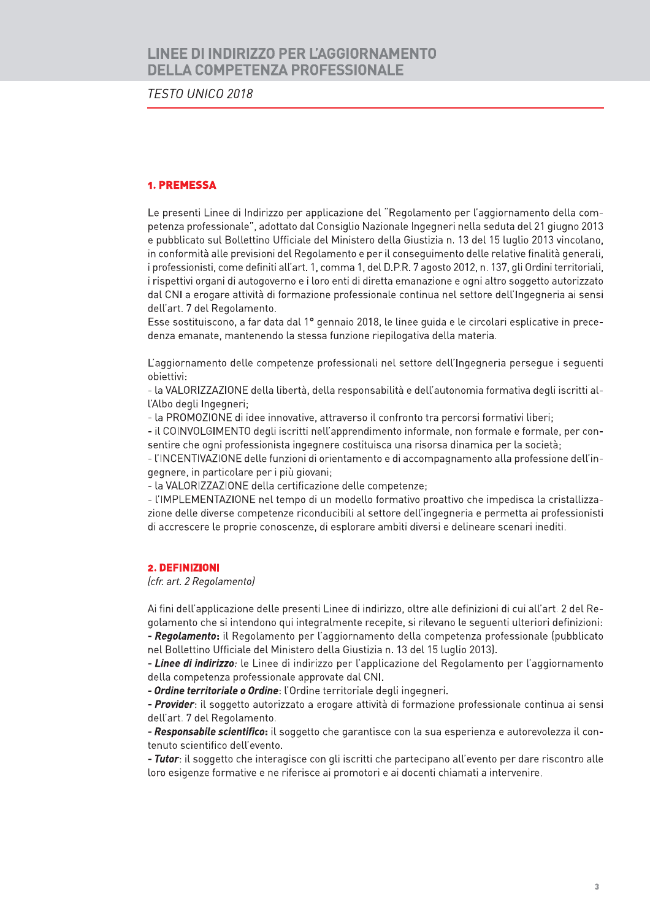## 1. PREMESSA

Le presenti Linee di Indirizzo per applicazione del "Regolamento per l'aggiornamento della competenza professionale", adottato dal Consiglio Nazionale Ingegneri nella seduta del 21 giugno 2013 e pubblicato sul Bollettino Ufficiale del Ministero della Giustizia n. 13 del 15 luglio 2013 vincolano, in conformità alle previsioni del Regolamento e per il conseguimento delle relative finalità generali, i professionisti, come definiti all'art. 1, comma 1, del D.P.R. 7 agosto 2012, n. 137, gli Ordini territoriali, i rispettivi organi di autogoverno e i loro enti di diretta emanazione e ogni altro soggetto autorizzato dal CNI a erogare attività di formazione professionale continua nel settore dell'Ingegneria ai sensi dell'art. 7 del Regolamento.
Esse sostituiscono, a far data dal 1° gennaio 2018, le linee guida e le circolari esplicative in precedenza emanate, mantenendo la stessa funzione riepilogativa della materia.

L'aggiornamento delle competenze professionali nel settore dell'Ingegneria persegue i seguenti obiettivi:
- la VALORIZZAZIONE della libertà, della responsabilità e dell'autonomia formativa degli iscritti all'Albo degli Ingegneri;
- la PROMOZIONE di idee innovative, attraverso il confronto tra percorsi formativi liberi;
- il COINVOLGIMENTO degli iscritti nell'apprendimento informale, non formale e formale, per consentire che ogni professionista ingegnere costituisca una risorsa dinamica per la società;
- l'INCENTIVAZIONE delle funzioni di orientamento e di accompagnamento alla professione dell'ingegnere, in particolare per i più giovani;
- la VALORIZZAZIONE della certificazione delle competenze;
- l'IMPLEMENTAZIONE nel tempo di un modello formativo proattivo che impedisca la cristallizzazione delle diverse competenze riconducibili al settore dell'ingegneria e permetta ai professionisti di accrescere le proprie conoscenze, di esplorare ambiti diversi e delineare scenari inediti.

## 2. DEFINIZIONI

*(cfr. art. 2 Regolamento)*

Ai fini dell'applicazione delle presenti Linee di indirizzo, oltre alle definizioni di cui all'art. 2 del Regolamento che si intendono qui integralmente recepite, si rilevano le seguenti ulteriori definizioni:
- ***Regolamento*:** il Regolamento per l'aggiornamento della competenza professionale (pubblicato nel Bollettino Ufficiale del Ministero della Giustizia n. 13 del 15 luglio 2013).
- ***Linee di indirizzo***: le Linee di indirizzo per l'applicazione del Regolamento per l'aggiornamento della competenza professionale approvate dal CNI.
- ***Ordine territoriale o Ordine***: l'Ordine territoriale degli ingegneri.
- ***Provider***: il soggetto autorizzato a erogare attività di formazione professionale continua ai sensi dell'art. 7 del Regolamento.
- ***Responsabile scientifico*:** il soggetto che garantisce con la sua esperienza e autorevolezza il contenuto scientifico dell'evento.
- ***Tutor***: il soggetto che interagisce con gli iscritti che partecipano all'evento per dare riscontro alle loro esigenze formative e ne riferisce ai promotori e ai docenti chiamati a intervenire.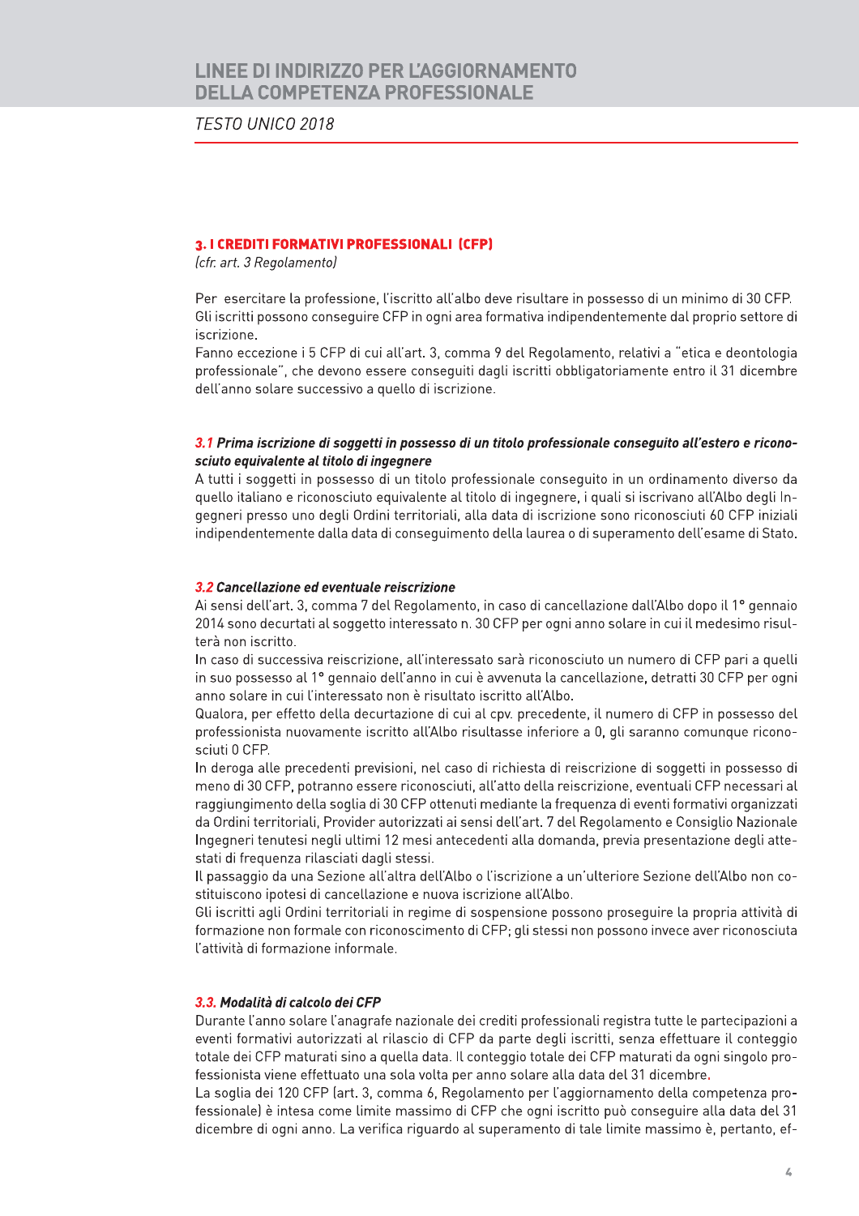## 3. I CREDITI FORMATIVI PROFESSIONALI (CFP)

*(cfr. art. 3 Regolamento)*

Per esercitare la professione, l'iscritto all'albo deve risultare in possesso di un minimo di 30 CFP. Gli iscritti possono conseguire CFP in ogni area formativa indipendentemente dal proprio settore di iscrizione.
Fanno eccezione i 5 CFP di cui all'art. 3, comma 9 del Regolamento, relativi a "etica e deontologia professionale", che devono essere conseguiti dagli iscritti obbligatoriamente entro il 31 dicembre dell'anno solare successivo a quello di iscrizione.

### *3.1 Prima iscrizione di soggetti in possesso di un titolo professionale conseguito all'estero e riconosciuto equivalente al titolo di ingegnere*

A tutti i soggetti in possesso di un titolo professionale conseguito in un ordinamento diverso da quello italiano e riconosciuto equivalente al titolo di ingegnere, i quali si iscrivano all'Albo degli Ingegneri presso uno degli Ordini territoriali, alla data di iscrizione sono riconosciuti 60 CFP iniziali indipendentemente dalla data di conseguimento della laurea o di superamento dell'esame di Stato.

### *3.2 Cancellazione ed eventuale reiscrizione*

Ai sensi dell'art. 3, comma 7 del Regolamento, in caso di cancellazione dall'Albo dopo il 1° gennaio 2014 sono decurtati al soggetto interessato n. 30 CFP per ogni anno solare in cui il medesimo risulterà non iscritto.
In caso di successiva reiscrizione, all'interessato sarà riconosciuto un numero di CFP pari a quelli in suo possesso al 1° gennaio dell'anno in cui è avvenuta la cancellazione, detratti 30 CFP per ogni anno solare in cui l'interessato non è risultato iscritto all'Albo.
Qualora, per effetto della decurtazione di cui al cpv. precedente, il numero di CFP in possesso del professionista nuovamente iscritto all'Albo risultasse inferiore a 0, gli saranno comunque riconosciuti 0 CFP.
In deroga alle precedenti previsioni, nel caso di richiesta di reiscrizione di soggetti in possesso di meno di 30 CFP, potranno essere riconosciuti, all'atto della reiscrizione, eventuali CFP necessari al raggiungimento della soglia di 30 CFP ottenuti mediante la frequenza di eventi formativi organizzati da Ordini territoriali, Provider autorizzati ai sensi dell'art. 7 del Regolamento e Consiglio Nazionale Ingegneri tenutesi negli ultimi 12 mesi antecedenti alla domanda, previa presentazione degli attestati di frequenza rilasciati dagli stessi.
Il passaggio da una Sezione all'altra dell'Albo o l'iscrizione a un'ulteriore Sezione dell'Albo non costituiscono ipotesi di cancellazione e nuova iscrizione all'Albo.
Gli iscritti agli Ordini territoriali in regime di sospensione possono proseguire la propria attività di formazione non formale con riconoscimento di CFP; gli stessi non possono invece aver riconosciuta l'attività di formazione informale.

### *3.3. Modalità di calcolo dei CFP*

Durante l'anno solare l'anagrafe nazionale dei crediti professionali registra tutte le partecipazioni a eventi formativi autorizzati al rilascio di CFP da parte degli iscritti, senza effettuare il conteggio totale dei CFP maturati sino a quella data. Il conteggio totale dei CFP maturati da ogni singolo professionista viene effettuato una sola volta per anno solare alla data del 31 dicembre.
La soglia dei 120 CFP (art. 3, comma 6, Regolamento per l'aggiornamento della competenza professionale) è intesa come limite massimo di CFP che ogni iscritto può conseguire alla data del 31 dicembre di ogni anno. La verifica riguardo al superamento di tale limite massimo è, pertanto, ef-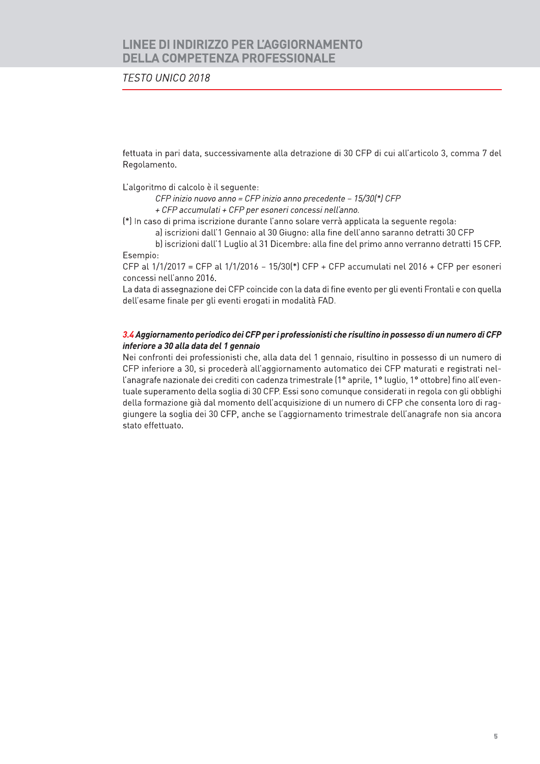fettuata in pari data, successivamente alla detrazione di 30 CFP di cui all'articolo 3, comma 7 del Regolamento.

L'algoritmo di calcolo è il seguente:

*CFP inizio nuovo anno = CFP inizio anno precedente – 15/30(\*) CFP*
*+ CFP accumulati + CFP per esoneri concessi nell'anno.*

(\*) In caso di prima iscrizione durante l'anno solare verrà applicata la seguente regola:

a) iscrizioni dall'1 Gennaio al 30 Giugno: alla fine dell'anno saranno detratti 30 CFP

b) iscrizioni dall'1 Luglio al 31 Dicembre: alla fine del primo anno verranno detratti 15 CFP.

Esempio:

CFP al 1/1/2017 = CFP al 1/1/2016 – 15/30(\*) CFP + CFP accumulati nel 2016 + CFP per esoneri concessi nell'anno 2016.

La data di assegnazione dei CFP coincide con la data di fine evento per gli eventi Frontali e con quella dell'esame finale per gli eventi erogati in modalità FAD.

### *3.4 Aggiornamento periodico dei CFP per i professionisti che risultino in possesso di un numero di CFP inferiore a 30 alla data del 1 gennaio*

Nei confronti dei professionisti che, alla data del 1 gennaio, risultino in possesso di un numero di CFP inferiore a 30, si procederà all'aggiornamento automatico dei CFP maturati e registrati nell'anagrafe nazionale dei crediti con cadenza trimestrale (1° aprile, 1° luglio, 1° ottobre) fino all'eventuale superamento della soglia di 30 CFP. Essi sono comunque considerati in regola con gli obblighi della formazione già dal momento dell'acquisizione di un numero di CFP che consenta loro di raggiungere la soglia dei 30 CFP, anche se l'aggiornamento trimestrale dell'anagrafe non sia ancora stato effettuato.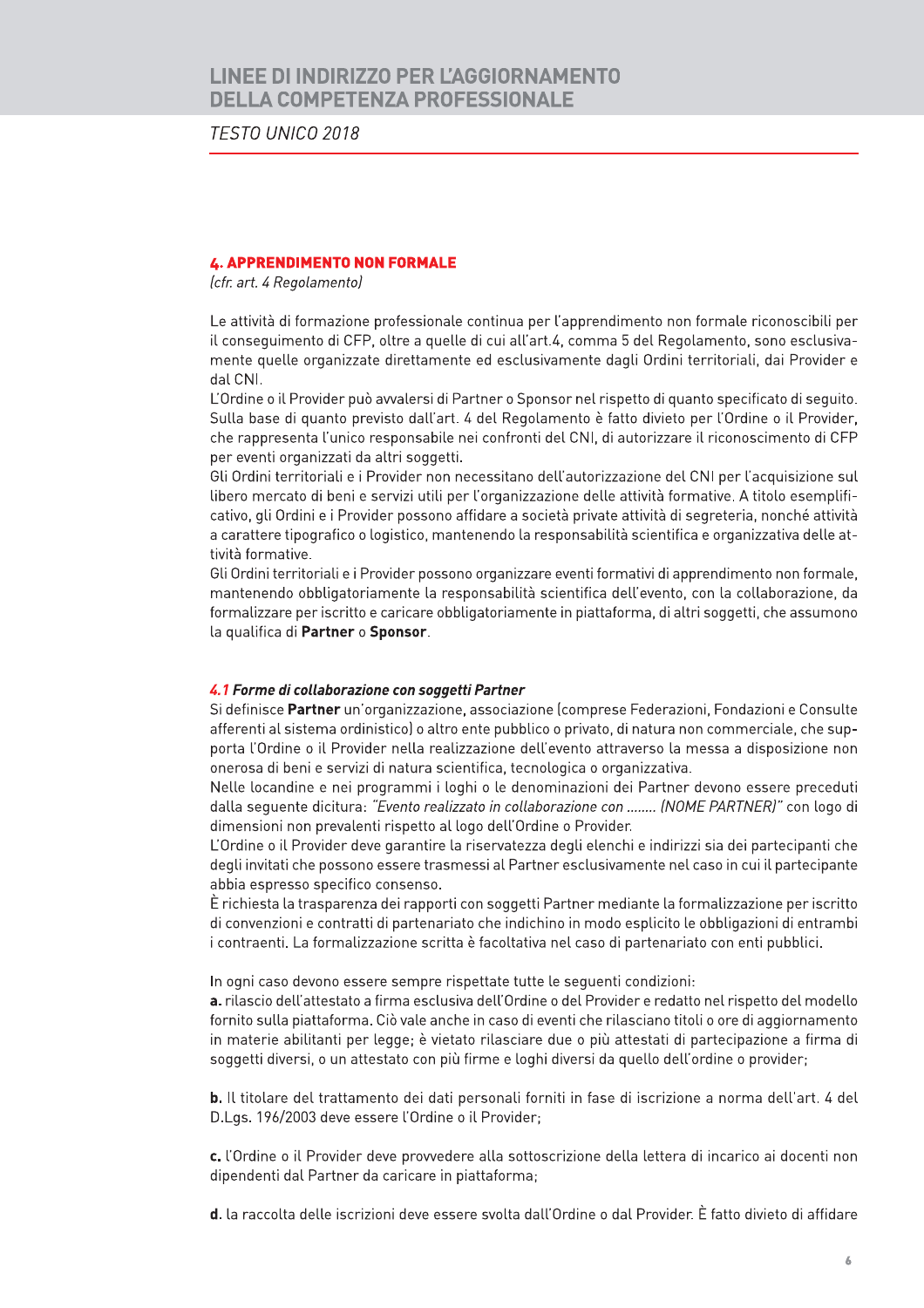## 4. APPRENDIMENTO NON FORMALE

*(cfr. art. 4 Regolamento)*

Le attività di formazione professionale continua per l'apprendimento non formale riconoscibili per il conseguimento di CFP, oltre a quelle di cui all'art.4, comma 5 del Regolamento, sono esclusivamente quelle organizzate direttamente ed esclusivamente dagli Ordini territoriali, dai Provider e dal CNI.

L'Ordine o il Provider può avvalersi di Partner o Sponsor nel rispetto di quanto specificato di seguito. Sulla base di quanto previsto dall'art. 4 del Regolamento è fatto divieto per l'Ordine o il Provider, che rappresenta l'unico responsabile nei confronti del CNI, di autorizzare il riconoscimento di CFP per eventi organizzati da altri soggetti.

Gli Ordini territoriali e i Provider non necessitano dell'autorizzazione del CNI per l'acquisizione sul libero mercato di beni e servizi utili per l'organizzazione delle attività formative. A titolo esemplificativo, gli Ordini e i Provider possono affidare a società private attività di segreteria, nonché attività a carattere tipografico o logistico, mantenendo la responsabilità scientifica e organizzativa delle attività formative.

Gli Ordini territoriali e i Provider possono organizzare eventi formativi di apprendimento non formale, mantenendo obbligatoriamente la responsabilità scientifica dell'evento, con la collaborazione, da formalizzare per iscritto e caricare obbligatoriamente in piattaforma, di altri soggetti, che assumono la qualifica di **Partner** o **Sponsor**.

### 4.1 Forme di collaborazione con soggetti Partner

Si definisce **Partner** un'organizzazione, associazione (comprese Federazioni, Fondazioni e Consulte afferenti al sistema ordinistico) o altro ente pubblico o privato, di natura non commerciale, che supporta l'Ordine o il Provider nella realizzazione dell'evento attraverso la messa a disposizione non onerosa di beni e servizi di natura scientifica, tecnologica o organizzativa.

Nelle locandine e nei programmi i loghi o le denominazioni dei Partner devono essere preceduti dalla seguente dicitura: *"Evento realizzato in collaborazione con ........ (NOME PARTNER)"* con logo di dimensioni non prevalenti rispetto al logo dell'Ordine o Provider.

L'Ordine o il Provider deve garantire la riservatezza degli elenchi e indirizzi sia dei partecipanti che degli invitati che possono essere trasmessi al Partner esclusivamente nel caso in cui il partecipante abbia espresso specifico consenso.

È richiesta la trasparenza dei rapporti con soggetti Partner mediante la formalizzazione per iscritto di convenzioni e contratti di partenariato che indichino in modo esplicito le obbligazioni di entrambi i contraenti. La formalizzazione scritta è facoltativa nel caso di partenariato con enti pubblici.

In ogni caso devono essere sempre rispettate tutte le seguenti condizioni:

**a.** rilascio dell'attestato a firma esclusiva dell'Ordine o del Provider e redatto nel rispetto del modello fornito sulla piattaforma. Ciò vale anche in caso di eventi che rilasciano titoli o ore di aggiornamento in materie abilitanti per legge; è vietato rilasciare due o più attestati di partecipazione a firma di soggetti diversi, o un attestato con più firme e loghi diversi da quello dell'ordine o provider;

**b.** Il titolare del trattamento dei dati personali forniti in fase di iscrizione a norma dell'art. 4 del D.Lgs. 196/2003 deve essere l'Ordine o il Provider;

**c.** l'Ordine o il Provider deve provvedere alla sottoscrizione della lettera di incarico ai docenti non dipendenti dal Partner da caricare in piattaforma;

**d.** la raccolta delle iscrizioni deve essere svolta dall'Ordine o dal Provider. È fatto divieto di affidare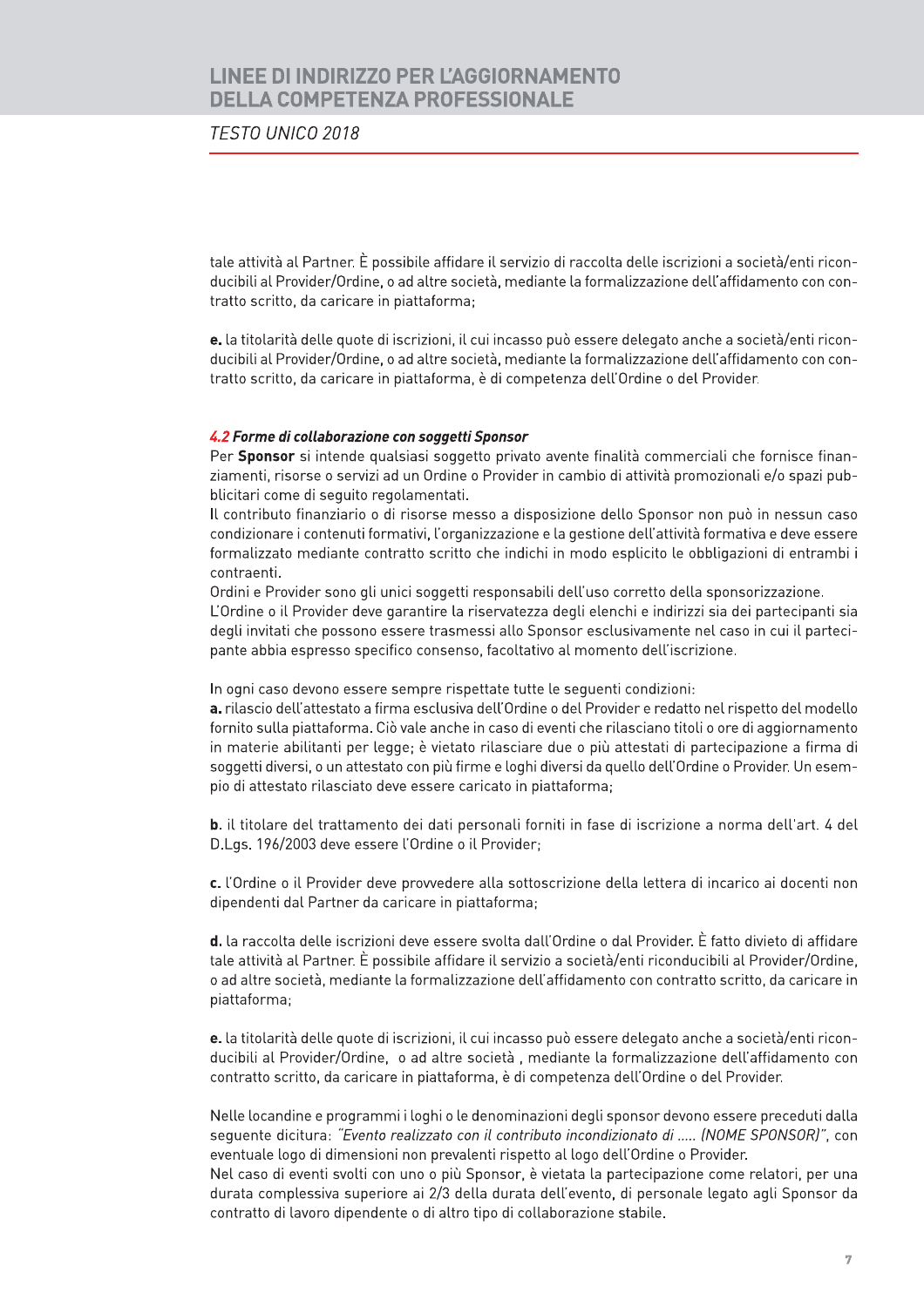tale attività al Partner. È possibile affidare il servizio di raccolta delle iscrizioni a società/enti riconducibili al Provider/Ordine, o ad altre società, mediante la formalizzazione dell'affidamento con contratto scritto, da caricare in piattaforma;

**e.** la titolarità delle quote di iscrizioni, il cui incasso può essere delegato anche a società/enti riconducibili al Provider/Ordine, o ad altre società, mediante la formalizzazione dell'affidamento con contratto scritto, da caricare in piattaforma, è di competenza dell'Ordine o del Provider.

### *4.2 Forme di collaborazione con soggetti Sponsor*

Per **Sponsor** si intende qualsiasi soggetto privato avente finalità commerciali che fornisce finanziamenti, risorse o servizi ad un Ordine o Provider in cambio di attività promozionali e/o spazi pubblicitari come di seguito regolamentati.
Il contributo finanziario o di risorse messo a disposizione dello Sponsor non può in nessun caso condizionare i contenuti formativi, l'organizzazione e la gestione dell'attività formativa e deve essere formalizzato mediante contratto scritto che indichi in modo esplicito le obbligazioni di entrambi i contraenti.
Ordini e Provider sono gli unici soggetti responsabili dell'uso corretto della sponsorizzazione.
L'Ordine o il Provider deve garantire la riservatezza degli elenchi e indirizzi sia dei partecipanti sia degli invitati che possono essere trasmessi allo Sponsor esclusivamente nel caso in cui il partecipante abbia espresso specifico consenso, facoltativo al momento dell'iscrizione.

In ogni caso devono essere sempre rispettate tutte le seguenti condizioni:
**a.** rilascio dell'attestato a firma esclusiva dell'Ordine o del Provider e redatto nel rispetto del modello fornito sulla piattaforma. Ciò vale anche in caso di eventi che rilasciano titoli o ore di aggiornamento in materie abilitanti per legge; è vietato rilasciare due o più attestati di partecipazione a firma di soggetti diversi, o un attestato con più firme e loghi diversi da quello dell'Ordine o Provider. Un esempio di attestato rilasciato deve essere caricato in piattaforma;

**b.** il titolare del trattamento dei dati personali forniti in fase di iscrizione a norma dell'art. 4 del D.Lgs. 196/2003 deve essere l'Ordine o il Provider;

**c.** l'Ordine o il Provider deve provvedere alla sottoscrizione della lettera di incarico ai docenti non dipendenti dal Partner da caricare in piattaforma;

**d.** la raccolta delle iscrizioni deve essere svolta dall'Ordine o dal Provider. È fatto divieto di affidare tale attività al Partner. È possibile affidare il servizio a società/enti riconducibili al Provider/Ordine, o ad altre società, mediante la formalizzazione dell'affidamento con contratto scritto, da caricare in piattaforma;

**e.** la titolarità delle quote di iscrizioni, il cui incasso può essere delegato anche a società/enti riconducibili al Provider/Ordine, o ad altre società , mediante la formalizzazione dell'affidamento con contratto scritto, da caricare in piattaforma, è di competenza dell'Ordine o del Provider.

Nelle locandine e programmi i loghi o le denominazioni degli sponsor devono essere preceduti dalla seguente dicitura: *"Evento realizzato con il contributo incondizionato di ..... (NOME SPONSOR)"*, con eventuale logo di dimensioni non prevalenti rispetto al logo dell'Ordine o Provider.
Nel caso di eventi svolti con uno o più Sponsor, è vietata la partecipazione come relatori, per una durata complessiva superiore ai 2/3 della durata dell'evento, di personale legato agli Sponsor da contratto di lavoro dipendente o di altro tipo di collaborazione stabile.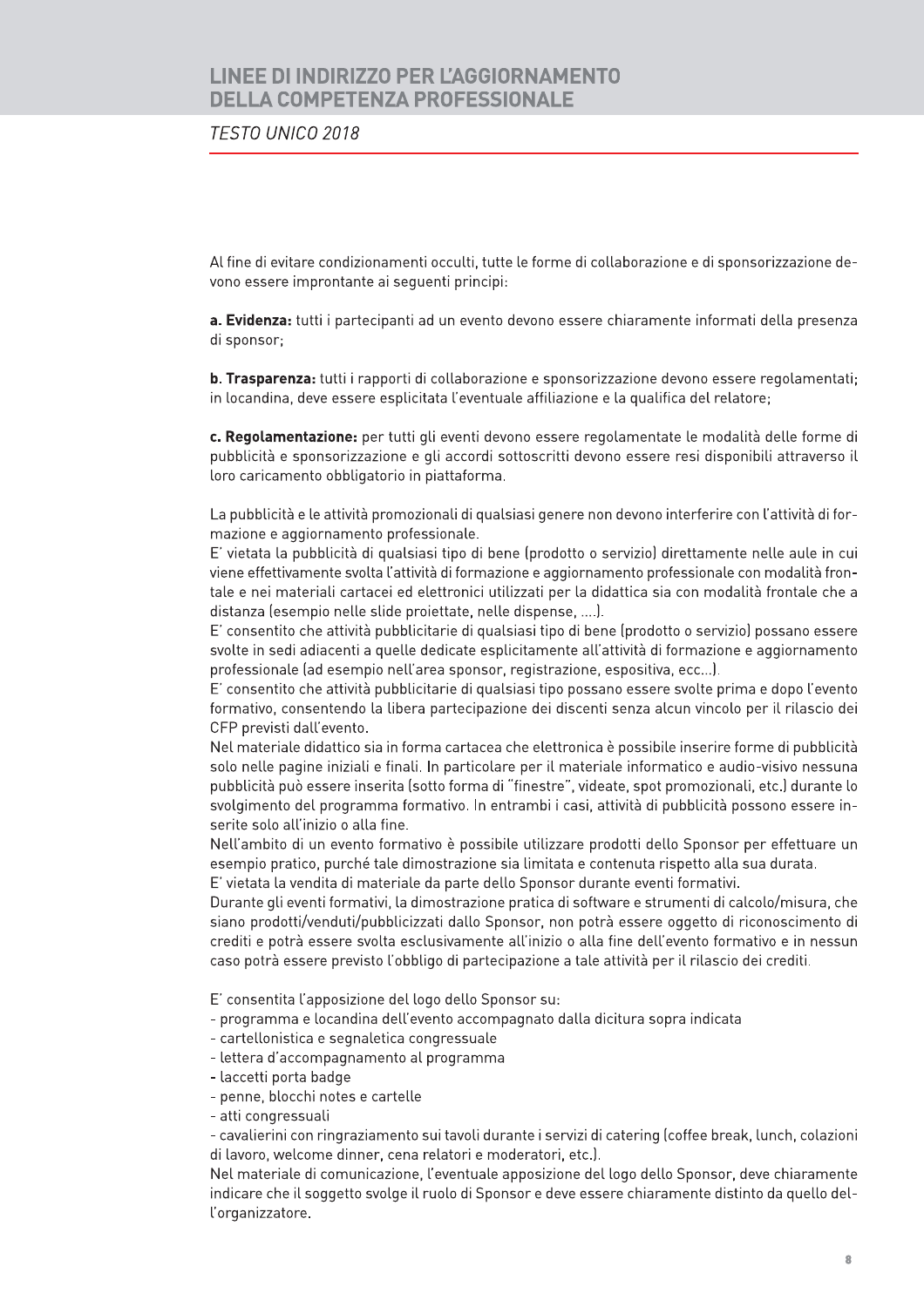Al fine di evitare condizionamenti occulti, tutte le forme di collaborazione e di sponsorizzazione devono essere improntante ai seguenti principi:

**a. Evidenza:** tutti i partecipanti ad un evento devono essere chiaramente informati della presenza di sponsor;

**b. Trasparenza:** tutti i rapporti di collaborazione e sponsorizzazione devono essere regolamentati; in locandina, deve essere esplicitata l'eventuale affiliazione e la qualifica del relatore;

**c. Regolamentazione:** per tutti gli eventi devono essere regolamentate le modalità delle forme di pubblicità e sponsorizzazione e gli accordi sottoscritti devono essere resi disponibili attraverso il loro caricamento obbligatorio in piattaforma.

La pubblicità e le attività promozionali di qualsiasi genere non devono interferire con l'attività di formazione e aggiornamento professionale.
E' vietata la pubblicità di qualsiasi tipo di bene (prodotto o servizio) direttamente nelle aule in cui viene effettivamente svolta l'attività di formazione e aggiornamento professionale con modalità frontale e nei materiali cartacei ed elettronici utilizzati per la didattica sia con modalità frontale che a distanza (esempio nelle slide proiettate, nelle dispense, ….).
E' consentito che attività pubblicitarie di qualsiasi tipo di bene (prodotto o servizio) possano essere svolte in sedi adiacenti a quelle dedicate esplicitamente all'attività di formazione e aggiornamento professionale (ad esempio nell'area sponsor, registrazione, espositiva, ecc…).
E' consentito che attività pubblicitarie di qualsiasi tipo possano essere svolte prima e dopo l'evento formativo, consentendo la libera partecipazione dei discenti senza alcun vincolo per il rilascio dei CFP previsti dall'evento.
Nel materiale didattico sia in forma cartacea che elettronica è possibile inserire forme di pubblicità solo nelle pagine iniziali e finali. In particolare per il materiale informatico e audio-visivo nessuna pubblicità può essere inserita (sotto forma di "finestre", videate, spot promozionali, etc.) durante lo svolgimento del programma formativo. In entrambi i casi, attività di pubblicità possono essere inserite solo all'inizio o alla fine.
Nell'ambito di un evento formativo è possibile utilizzare prodotti dello Sponsor per effettuare un esempio pratico, purché tale dimostrazione sia limitata e contenuta rispetto alla sua durata.
E' vietata la vendita di materiale da parte dello Sponsor durante eventi formativi.
Durante gli eventi formativi, la dimostrazione pratica di software e strumenti di calcolo/misura, che siano prodotti/venduti/pubblicizzati dallo Sponsor, non potrà essere oggetto di riconoscimento di crediti e potrà essere svolta esclusivamente all'inizio o alla fine dell'evento formativo e in nessun caso potrà essere previsto l'obbligo di partecipazione a tale attività per il rilascio dei crediti.

E' consentita l'apposizione del logo dello Sponsor su:
- programma e locandina dell'evento accompagnato dalla dicitura sopra indicata
- cartellonistica e segnaletica congressuale
- lettera d'accompagnamento al programma
- laccetti porta badge
- penne, blocchi notes e cartelle
- atti congressuali
- cavalierini con ringraziamento sui tavoli durante i servizi di catering (coffee break, lunch, colazioni di lavoro, welcome dinner, cena relatori e moderatori, etc.).

Nel materiale di comunicazione, l'eventuale apposizione del logo dello Sponsor, deve chiaramente indicare che il soggetto svolge il ruolo di Sponsor e deve essere chiaramente distinto da quello dell'organizzatore.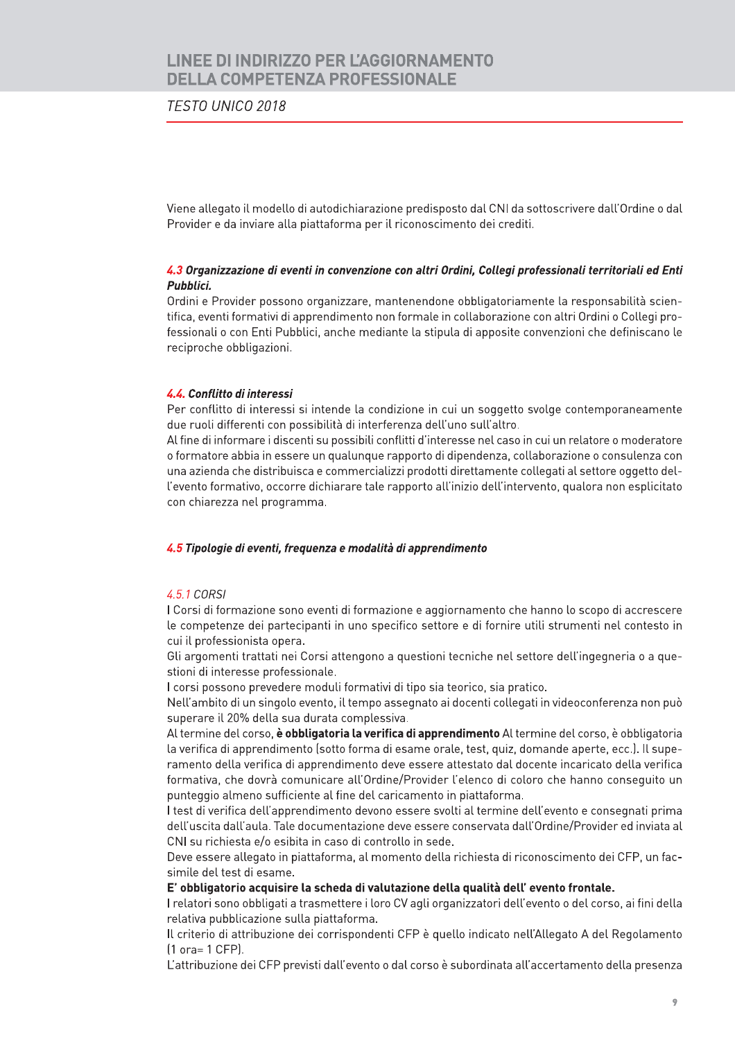Viene allegato il modello di autodichiarazione predisposto dal CNI da sottoscrivere dall'Ordine o dal Provider e da inviare alla piattaforma per il riconoscimento dei crediti.

### *4.3 Organizzazione di eventi in convenzione con altri Ordini, Collegi professionali territoriali ed Enti Pubblici.*

Ordini e Provider possono organizzare, mantenendone obbligatoriamente la responsabilità scientifica, eventi formativi di apprendimento non formale in collaborazione con altri Ordini o Collegi professionali o con Enti Pubblici, anche mediante la stipula di apposite convenzioni che definiscano le reciproche obbligazioni.

### *4.4. Conflitto di interessi*

Per conflitto di interessi si intende la condizione in cui un soggetto svolge contemporaneamente due ruoli differenti con possibilità di interferenza dell'uno sull'altro.

Al fine di informare i discenti su possibili conflitti d'interesse nel caso in cui un relatore o moderatore o formatore abbia in essere un qualunque rapporto di dipendenza, collaborazione o consulenza con una azienda che distribuisca e commercializzi prodotti direttamente collegati al settore oggetto dell'evento formativo, occorre dichiarare tale rapporto all'inizio dell'intervento, qualora non esplicitato con chiarezza nel programma.

### *4.5 Tipologie di eventi, frequenza e modalità di apprendimento*

#### *4.5.1 CORSI*

I Corsi di formazione sono eventi di formazione e aggiornamento che hanno lo scopo di accrescere le competenze dei partecipanti in uno specifico settore e di fornire utili strumenti nel contesto in cui il professionista opera.

Gli argomenti trattati nei Corsi attengono a questioni tecniche nel settore dell'ingegneria o a questioni di interesse professionale.

I corsi possono prevedere moduli formativi di tipo sia teorico, sia pratico.

Nell'ambito di un singolo evento, il tempo assegnato ai docenti collegati in videoconferenza non può superare il 20% della sua durata complessiva.

Al termine del corso, **è obbligatoria la verifica di apprendimento** Al termine del corso, è obbligatoria la verifica di apprendimento (sotto forma di esame orale, test, quiz, domande aperte, ecc.). Il superamento della verifica di apprendimento deve essere attestato dal docente incaricato della verifica formativa, che dovrà comunicare all'Ordine/Provider l'elenco di coloro che hanno conseguito un punteggio almeno sufficiente al fine del caricamento in piattaforma.

I test di verifica dell'apprendimento devono essere svolti al termine dell'evento e consegnati prima dell'uscita dall'aula. Tale documentazione deve essere conservata dall'Ordine/Provider ed inviata al CNI su richiesta e/o esibita in caso di controllo in sede.

Deve essere allegato in piattaforma, al momento della richiesta di riconoscimento dei CFP, un facsimile del test di esame.

**E' obbligatorio acquisire la scheda di valutazione della qualità dell' evento frontale.**

I relatori sono obbligati a trasmettere i loro CV agli organizzatori dell'evento o del corso, ai fini della relativa pubblicazione sulla piattaforma.

Il criterio di attribuzione dei corrispondenti CFP è quello indicato nell'Allegato A del Regolamento (1 ora= 1 CFP).

L'attribuzione dei CFP previsti dall'evento o dal corso è subordinata all'accertamento della presenza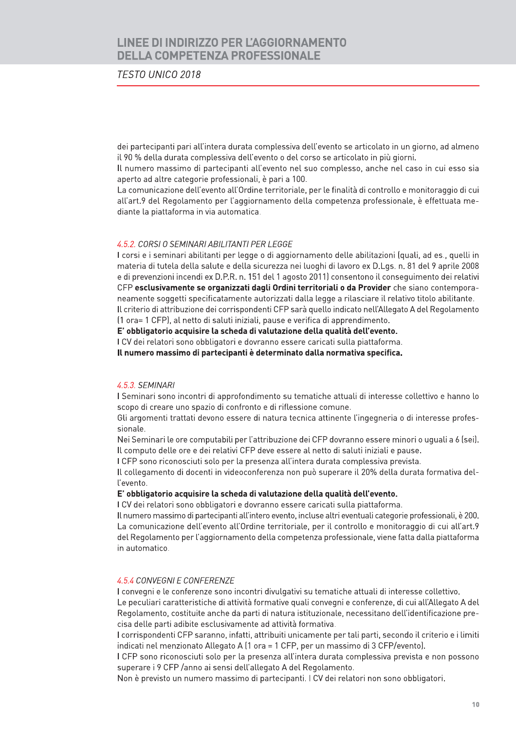dei partecipanti pari all'intera durata complessiva dell'evento se articolato in un giorno, ad almeno il 90 % della durata complessiva dell'evento o del corso se articolato in più giorni.

Il numero massimo di partecipanti all'evento nel suo complesso, anche nel caso in cui esso sia aperto ad altre categorie professionali, è pari a 100.

La comunicazione dell'evento all'Ordine territoriale, per le finalità di controllo e monitoraggio di cui all'art.9 del Regolamento per l'aggiornamento della competenza professionale, è effettuata mediante la piattaforma in via automatica.

### *4.5.2. CORSI O SEMINARI ABILITANTI PER LEGGE*

I corsi e i seminari abilitanti per legge o di aggiornamento delle abilitazioni (quali, ad es., quelli in materia di tutela della salute e della sicurezza nei luoghi di lavoro ex D.Lgs. n. 81 del 9 aprile 2008 e di prevenzioni incendi ex D.P.R. n. 151 del 1 agosto 2011) consentono il conseguimento dei relativi CFP **esclusivamente se organizzati dagli Ordini territoriali o da Provider** che siano contemporaneamente soggetti specificatamente autorizzati dalla legge a rilasciare il relativo titolo abilitante.

Il criterio di attribuzione dei corrispondenti CFP sarà quello indicato nell'Allegato A del Regolamento (1 ora= 1 CFP), al netto di saluti iniziali, pause e verifica di apprendimento.

**E' obbligatorio acquisire la scheda di valutazione della qualità dell'evento.**

I CV dei relatori sono obbligatori e dovranno essere caricati sulla piattaforma.

**Il numero massimo di partecipanti è determinato dalla normativa specifica.**

### *4.5.3. SEMINARI*

I Seminari sono incontri di approfondimento su tematiche attuali di interesse collettivo e hanno lo scopo di creare uno spazio di confronto e di riflessione comune.

Gli argomenti trattati devono essere di natura tecnica attinente l'ingegneria o di interesse professionale.

Nei Seminari le ore computabili per l'attribuzione dei CFP dovranno essere minori o uguali a 6 (sei).

Il computo delle ore e dei relativi CFP deve essere al netto di saluti iniziali e pause.

I CFP sono riconosciuti solo per la presenza all'intera durata complessiva prevista.

Il collegamento di docenti in videoconferenza non può superare il 20% della durata formativa dell'evento.

**E' obbligatorio acquisire la scheda di valutazione della qualità dell'evento.**

I CV dei relatori sono obbligatori e dovranno essere caricati sulla piattaforma.

Il numero massimo di partecipanti all'intero evento, incluse altri eventuali categorie professionali, è 200.

La comunicazione dell'evento all'Ordine territoriale, per il controllo e monitoraggio di cui all'art.9 del Regolamento per l'aggiornamento della competenza professionale, viene fatta dalla piattaforma in automatico.

### *4.5.4 CONVEGNI E CONFERENZE*

I convegni e le conferenze sono incontri divulgativi su tematiche attuali di interesse collettivo.

Le peculiari caratteristiche di attività formative quali convegni e conferenze, di cui all'Allegato A del Regolamento, costituite anche da parti di natura istituzionale, necessitano dell'identificazione precisa delle parti adibite esclusivamente ad attività formativa.

I corrispondenti CFP saranno, infatti, attribuiti unicamente per tali parti, secondo il criterio e i limiti indicati nel menzionato Allegato A (1 ora = 1 CFP, per un massimo di 3 CFP/evento).

I CFP sono riconosciuti solo per la presenza all'intera durata complessiva prevista e non possono superare i 9 CFP /anno ai sensi dell'allegato A del Regolamento.

Non è previsto un numero massimo di partecipanti. I CV dei relatori non sono obbligatori.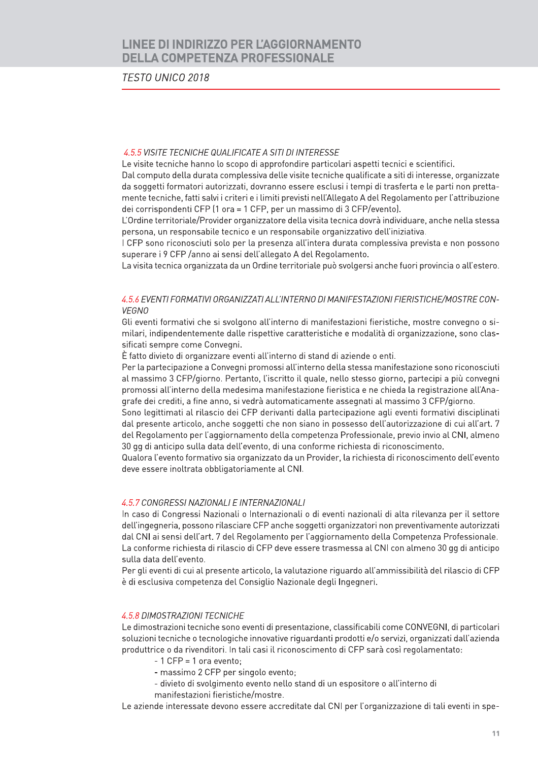#### 4.5.5 *VISITE TECNICHE QUALIFICATE A SITI DI INTERESSE*

Le visite tecniche hanno lo scopo di approfondire particolari aspetti tecnici e scientifici.
Dal computo della durata complessiva delle visite tecniche qualificate a siti di interesse, organizzate da soggetti formatori autorizzati, dovranno essere esclusi i tempi di trasferta e le parti non prettamente tecniche, fatti salvi i criteri e i limiti previsti nell'Allegato A del Regolamento per l'attribuzione dei corrispondenti CFP (1 ora = 1 CFP, per un massimo di 3 CFP/evento).
L'Ordine territoriale/Provider organizzatore della visita tecnica dovrà individuare, anche nella stessa persona, un responsabile tecnico e un responsabile organizzativo dell'iniziativa.
I CFP sono riconosciuti solo per la presenza all'intera durata complessiva prevista e non possono superare i 9 CFP /anno ai sensi dell'allegato A del Regolamento.
La visita tecnica organizzata da un Ordine territoriale può svolgersi anche fuori provincia o all'estero.

#### 4.5.6 *EVENTI FORMATIVI ORGANIZZATI ALL'INTERNO DI MANIFESTAZIONI FIERISTICHE/MOSTRE CONVEGNO*

Gli eventi formativi che si svolgono all'interno di manifestazioni fieristiche, mostre convegno o similari, indipendentemente dalle rispettive caratteristiche e modalità di organizzazione, sono classificati sempre come Convegni.
È fatto divieto di organizzare eventi all'interno di stand di aziende o enti.
Per la partecipazione a Convegni promossi all'interno della stessa manifestazione sono riconosciuti al massimo 3 CFP/giorno. Pertanto, l'iscritto il quale, nello stesso giorno, partecipi a più convegni promossi all'interno della medesima manifestazione fieristica e ne chieda la registrazione all'Anagrafe dei crediti, a fine anno, si vedrà automaticamente assegnati al massimo 3 CFP/giorno.
Sono legittimati al rilascio dei CFP derivanti dalla partecipazione agli eventi formativi disciplinati dal presente articolo, anche soggetti che non siano in possesso dell'autorizzazione di cui all'art. 7 del Regolamento per l'aggiornamento della competenza Professionale, previo invio al CNI, almeno 30 gg di anticipo sulla data dell'evento, di una conforme richiesta di riconoscimento.
Qualora l'evento formativo sia organizzato da un Provider, la richiesta di riconoscimento dell'evento deve essere inoltrata obbligatoriamente al CNI.

#### 4.5.7 *CONGRESSI NAZIONALI E INTERNAZIONALI*

In caso di Congressi Nazionali o Internazionali o di eventi nazionali di alta rilevanza per il settore dell'ingegneria, possono rilasciare CFP anche soggetti organizzatori non preventivamente autorizzati dal CNI ai sensi dell'art. 7 del Regolamento per l'aggiornamento della Competenza Professionale.
La conforme richiesta di rilascio di CFP deve essere trasmessa al CNI con almeno 30 gg di anticipo sulla data dell'evento.
Per gli eventi di cui al presente articolo, la valutazione riguardo all'ammissibilità del rilascio di CFP è di esclusiva competenza del Consiglio Nazionale degli Ingegneri.

#### 4.5.8 *DIMOSTRAZIONI TECNICHE*

Le dimostrazioni tecniche sono eventi di presentazione, classificabili come CONVEGNI, di particolari soluzioni tecniche o tecnologiche innovative riguardanti prodotti e/o servizi, organizzati dall'azienda produttrice o da rivenditori. In tali casi il riconoscimento di CFP sarà così regolamentato:

- 1 CFP = 1 ora evento;
- massimo 2 CFP per singolo evento;
- divieto di svolgimento evento nello stand di un espositore o all'interno di manifestazioni fieristiche/mostre.

Le aziende interessate devono essere accreditate dal CNI per l'organizzazione di tali eventi in spe-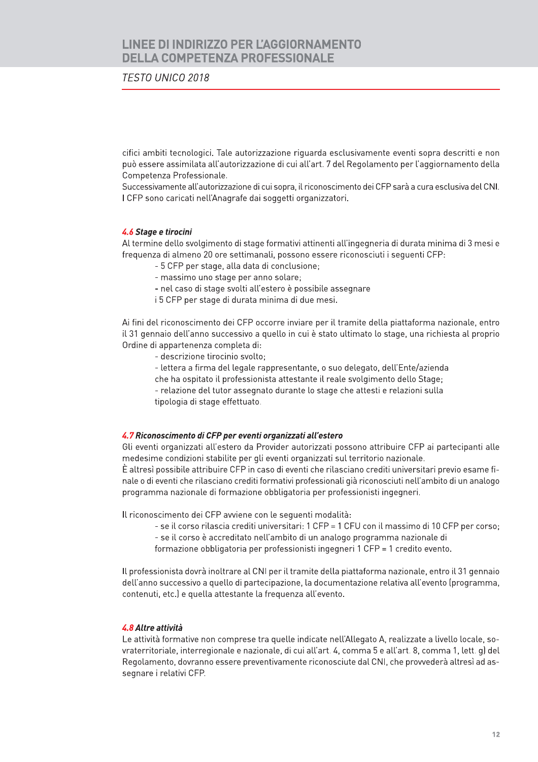cifici ambiti tecnologici. Tale autorizzazione riguarda esclusivamente eventi sopra descritti e non può essere assimilata all'autorizzazione di cui all'art. 7 del Regolamento per l'aggiornamento della Competenza Professionale.
Successivamente all'autorizzazione di cui sopra, il riconoscimento dei CFP sarà a cura esclusiva del CNI. I CFP sono caricati nell'Anagrafe dai soggetti organizzatori.

### 4.6 Stage e tirocini

Al termine dello svolgimento di stage formativi attinenti all'ingegneria di durata minima di 3 mesi e frequenza di almeno 20 ore settimanali, possono essere riconosciuti i seguenti CFP:

- 5 CFP per stage, alla data di conclusione;
- massimo uno stage per anno solare;
- nel caso di stage svolti all'estero è possibile assegnare i 5 CFP per stage di durata minima di due mesi.

Ai fini del riconoscimento dei CFP occorre inviare per il tramite della piattaforma nazionale, entro il 31 gennaio dell'anno successivo a quello in cui è stato ultimato lo stage, una richiesta al proprio Ordine di appartenenza completa di:

- descrizione tirocinio svolto;
- lettera a firma del legale rappresentante, o suo delegato, dell'Ente/azienda che ha ospitato il professionista attestante il reale svolgimento dello Stage;
- relazione del tutor assegnato durante lo stage che attesti e relazioni sulla tipologia di stage effettuato.

### 4.7 Riconoscimento di CFP per eventi organizzati all'estero

Gli eventi organizzati all'estero da Provider autorizzati possono attribuire CFP ai partecipanti alle medesime condizioni stabilite per gli eventi organizzati sul territorio nazionale.
È altresì possibile attribuire CFP in caso di eventi che rilasciano crediti universitari previo esame finale o di eventi che rilasciano crediti formativi professionali già riconosciuti nell'ambito di un analogo programma nazionale di formazione obbligatoria per professionisti ingegneri.

Il riconoscimento dei CFP avviene con le seguenti modalità:

- se il corso rilascia crediti universitari: 1 CFP = 1 CFU con il massimo di 10 CFP per corso;
- se il corso è accreditato nell'ambito di un analogo programma nazionale di formazione obbligatoria per professionisti ingegneri 1 CFP = 1 credito evento.

Il professionista dovrà inoltrare al CNI per il tramite della piattaforma nazionale, entro il 31 gennaio dell'anno successivo a quello di partecipazione, la documentazione relativa all'evento (programma, contenuti, etc.) e quella attestante la frequenza all'evento.

### 4.8 Altre attività

Le attività formative non comprese tra quelle indicate nell'Allegato A, realizzate a livello locale, sovraterritoriale, interregionale e nazionale, di cui all'art. 4, comma 5 e all'art. 8, comma 1, lett. g) del Regolamento, dovranno essere preventivamente riconosciute dal CNI, che provvederà altresì ad assegnare i relativi CFP.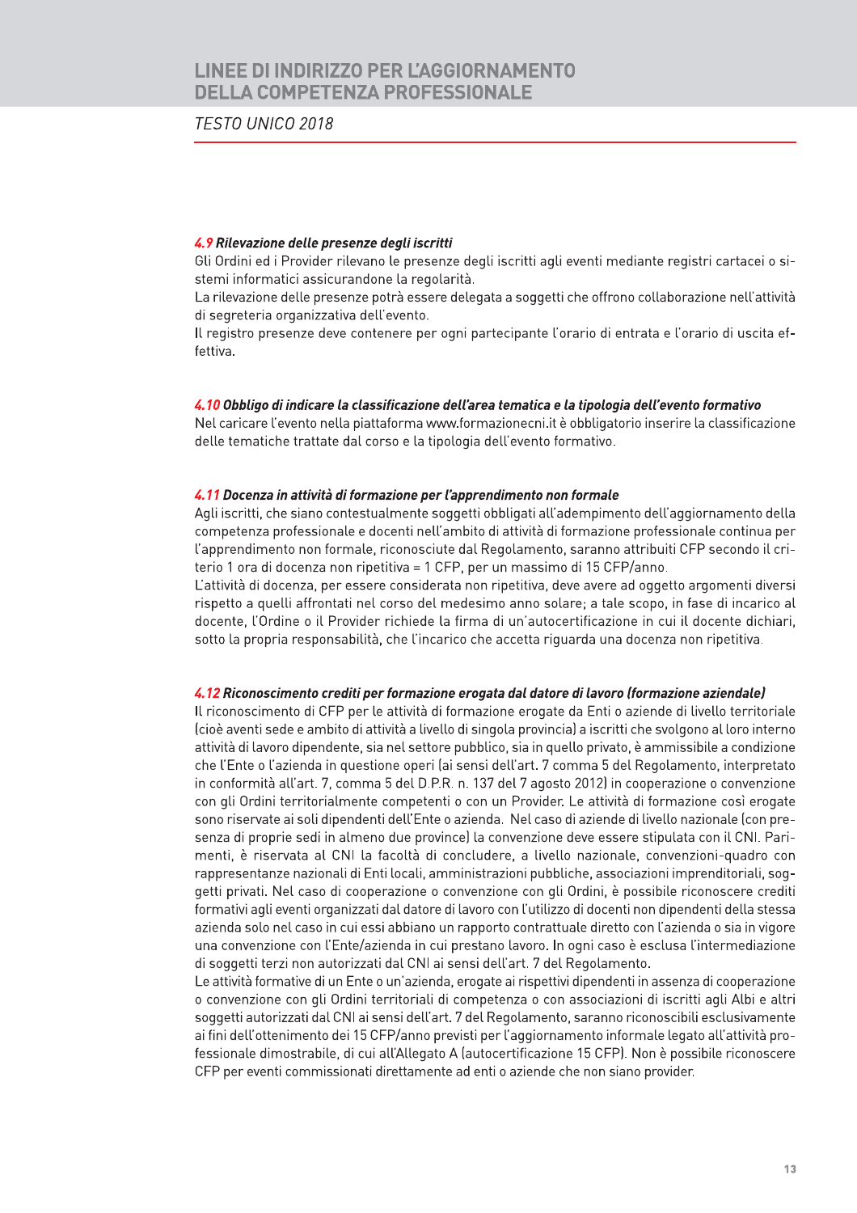### *4.9 Rilevazione delle presenze degli iscritti*

Gli Ordini ed i Provider rilevano le presenze degli iscritti agli eventi mediante registri cartacei o sistemi informatici assicurandone la regolarità.

La rilevazione delle presenze potrà essere delegata a soggetti che offrono collaborazione nell'attività di segreteria organizzativa dell'evento.

Il registro presenze deve contenere per ogni partecipante l'orario di entrata e l'orario di uscita effettiva.

### *4.10 Obbligo di indicare la classificazione dell'area tematica e la tipologia dell'evento formativo*

Nel caricare l'evento nella piattaforma www.formazionecni.it è obbligatorio inserire la classificazione delle tematiche trattate dal corso e la tipologia dell'evento formativo.

### *4.11 Docenza in attività di formazione per l'apprendimento non formale*

Agli iscritti, che siano contestualmente soggetti obbligati all'adempimento dell'aggiornamento della competenza professionale e docenti nell'ambito di attività di formazione professionale continua per l'apprendimento non formale, riconosciute dal Regolamento, saranno attribuiti CFP secondo il criterio 1 ora di docenza non ripetitiva = 1 CFP, per un massimo di 15 CFP/anno.

L'attività di docenza, per essere considerata non ripetitiva, deve avere ad oggetto argomenti diversi rispetto a quelli affrontati nel corso del medesimo anno solare; a tale scopo, in fase di incarico al docente, l'Ordine o il Provider richiede la firma di un'autocertificazione in cui il docente dichiari, sotto la propria responsabilità, che l'incarico che accetta riguarda una docenza non ripetitiva.

### *4.12 Riconoscimento crediti per formazione erogata dal datore di lavoro (formazione aziendale)*

Il riconoscimento di CFP per le attività di formazione erogate da Enti o aziende di livello territoriale (cioè aventi sede e ambito di attività a livello di singola provincia) a iscritti che svolgono al loro interno attività di lavoro dipendente, sia nel settore pubblico, sia in quello privato, è ammissibile a condizione che l'Ente o l'azienda in questione operi (ai sensi dell'art. 7 comma 5 del Regolamento, interpretato in conformità all'art. 7, comma 5 del D.P.R. n. 137 del 7 agosto 2012) in cooperazione o convenzione con gli Ordini territorialmente competenti o con un Provider. Le attività di formazione così erogate sono riservate ai soli dipendenti dell'Ente o azienda. Nel caso di aziende di livello nazionale (con presenza di proprie sedi in almeno due province) la convenzione deve essere stipulata con il CNI. Parimenti, è riservata al CNI la facoltà di concludere, a livello nazionale, convenzioni-quadro con rappresentanze nazionali di Enti locali, amministrazioni pubbliche, associazioni imprenditoriali, soggetti privati. Nel caso di cooperazione o convenzione con gli Ordini, è possibile riconoscere crediti formativi agli eventi organizzati dal datore di lavoro con l'utilizzo di docenti non dipendenti della stessa azienda solo nel caso in cui essi abbiano un rapporto contrattuale diretto con l'azienda o sia in vigore una convenzione con l'Ente/azienda in cui prestano lavoro. In ogni caso è esclusa l'intermediazione di soggetti terzi non autorizzati dal CNI ai sensi dell'art. 7 del Regolamento.

Le attività formative di un Ente o un'azienda, erogate ai rispettivi dipendenti in assenza di cooperazione o convenzione con gli Ordini territoriali di competenza o con associazioni di iscritti agli Albi e altri soggetti autorizzati dal CNI ai sensi dell'art. 7 del Regolamento, saranno riconoscibili esclusivamente ai fini dell'ottenimento dei 15 CFP/anno previsti per l'aggiornamento informale legato all'attività professionale dimostrabile, di cui all'Allegato A (autocertificazione 15 CFP). Non è possibile riconoscere CFP per eventi commissionati direttamente ad enti o aziende che non siano provider.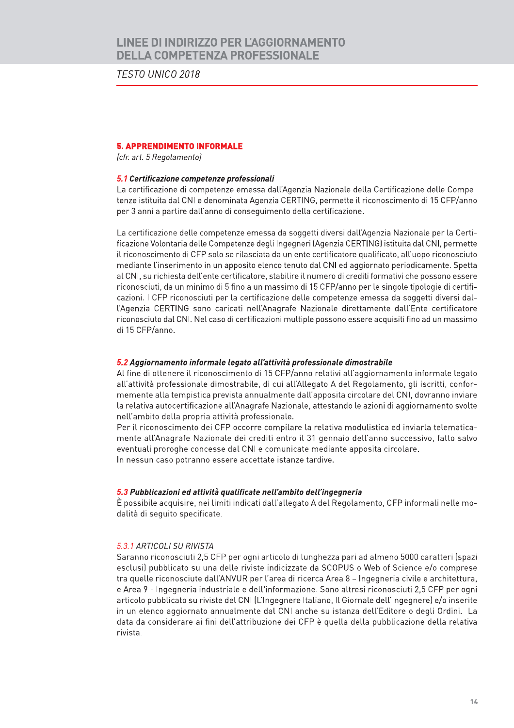## 5. APPRENDIMENTO INFORMALE

*(cfr. art. 5 Regolamento)*

### 5.1 *Certificazione competenze professionali*

La certificazione di competenze emessa dall'Agenzia Nazionale della Certificazione delle Competenze istituita dal CNI e denominata Agenzia CERTING, permette il riconoscimento di 15 CFP/anno per 3 anni a partire dall'anno di conseguimento della certificazione.

La certificazione delle competenze emessa da soggetti diversi dall'Agenzia Nazionale per la Certificazione Volontaria delle Competenze degli Ingegneri (Agenzia CERTING) istituita dal CNI, permette il riconoscimento di CFP solo se rilasciata da un ente certificatore qualificato, all'uopo riconosciuto mediante l'inserimento in un apposito elenco tenuto dal CNI ed aggiornato periodicamente. Spetta al CNI, su richiesta dell'ente certificatore, stabilire il numero di crediti formativi che possono essere riconosciuti, da un minimo di 5 fino a un massimo di 15 CFP/anno per le singole tipologie di certificazioni. I CFP riconosciuti per la certificazione delle competenze emessa da soggetti diversi dall'Agenzia CERTING sono caricati nell'Anagrafe Nazionale direttamente dall'Ente certificatore riconosciuto dal CNI. Nel caso di certificazioni multiple possono essere acquisiti fino ad un massimo di 15 CFP/anno.

### 5.2 *Aggiornamento informale legato all'attività professionale dimostrabile*

Al fine di ottenere il riconoscimento di 15 CFP/anno relativi all'aggiornamento informale legato all'attività professionale dimostrabile, di cui all'Allegato A del Regolamento, gli iscritti, conformemente alla tempistica prevista annualmente dall'apposita circolare del CNI, dovranno inviare la relativa autocertificazione all'Anagrafe Nazionale, attestando le azioni di aggiornamento svolte nell'ambito della propria attività professionale.

Per il riconoscimento dei CFP occorre compilare la relativa modulistica ed inviarla telematicamente all'Anagrafe Nazionale dei crediti entro il 31 gennaio dell'anno successivo, fatto salvo eventuali proroghe concesse dal CNI e comunicate mediante apposita circolare.

In nessun caso potranno essere accettate istanze tardive.

### 5.3 *Pubblicazioni ed attività qualificate nell'ambito dell'ingegneria*

È possibile acquisire, nei limiti indicati dall'allegato A del Regolamento, CFP informali nelle modalità di seguito specificate.

#### *5.3.1 ARTICOLI SU RIVISTA*

Saranno riconosciuti 2,5 CFP per ogni articolo di lunghezza pari ad almeno 5000 caratteri (spazi esclusi) pubblicato su una delle riviste indicizzate da SCOPUS o Web of Science e/o comprese tra quelle riconosciute dall'ANVUR per l'area di ricerca Area 8 – Ingegneria civile e architettura, e Area 9 - Ingegneria industriale e dell'informazione. Sono altresì riconosciuti 2,5 CFP per ogni articolo pubblicato su riviste del CNI (L'Ingegnere Italiano, Il Giornale dell'Ingegnere) e/o inserite in un elenco aggiornato annualmente dal CNI anche su istanza dell'Editore o degli Ordini. La data da considerare ai fini dell'attribuzione dei CFP è quella della pubblicazione della relativa rivista.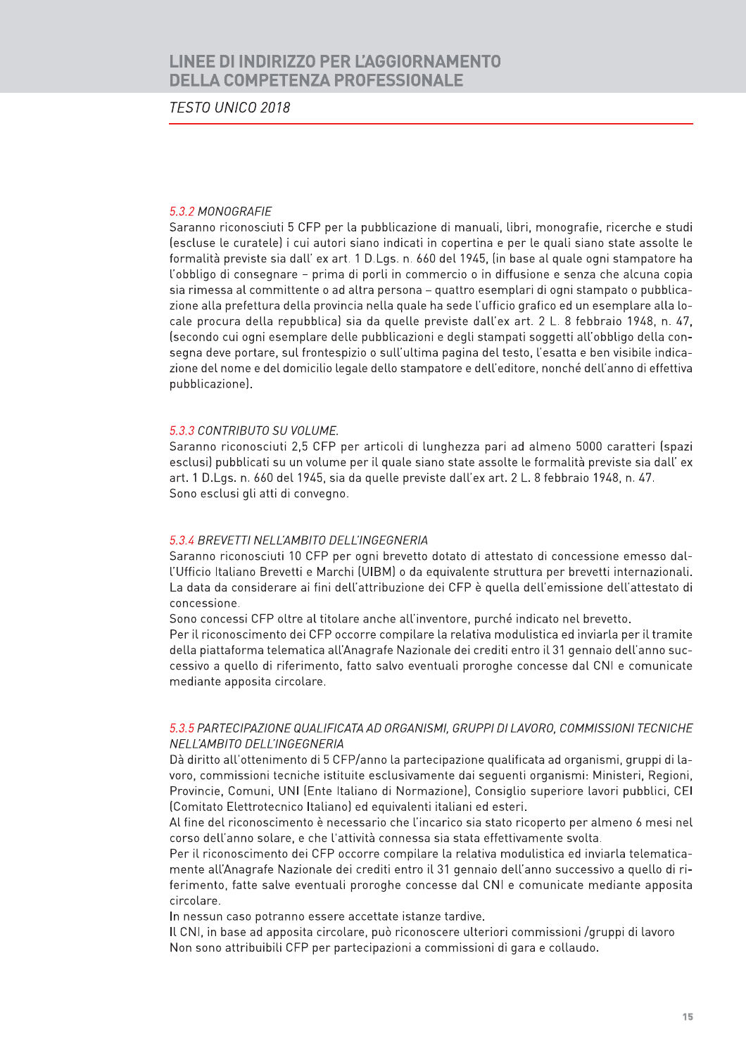#### 5.3.2 MONOGRAFIE

Saranno riconosciuti 5 CFP per la pubblicazione di manuali, libri, monografie, ricerche e studi (escluse le curatele) i cui autori siano indicati in copertina e per le quali siano state assolte le formalità previste sia dall' ex art. 1 D.Lgs. n. 660 del 1945, (in base al quale ogni stampatore ha l'obbligo di consegnare – prima di porli in commercio o in diffusione e senza che alcuna copia sia rimessa al committente o ad altra persona – quattro esemplari di ogni stampato o pubblicazione alla prefettura della provincia nella quale ha sede l'ufficio grafico ed un esemplare alla locale procura della repubblica) sia da quelle previste dall'ex art. 2 L. 8 febbraio 1948, n. 47, (secondo cui ogni esemplare delle pubblicazioni e degli stampati soggetti all'obbligo della consegna deve portare, sul frontespizio o sull'ultima pagina del testo, l'esatta e ben visibile indicazione del nome e del domicilio legale dello stampatore e dell'editore, nonché dell'anno di effettiva pubblicazione).

#### 5.3.3 CONTRIBUTO SU VOLUME.

Saranno riconosciuti 2,5 CFP per articoli di lunghezza pari ad almeno 5000 caratteri (spazi esclusi) pubblicati su un volume per il quale siano state assolte le formalità previste sia dall' ex art. 1 D.Lgs. n. 660 del 1945, sia da quelle previste dall'ex art. 2 L. 8 febbraio 1948, n. 47.
Sono esclusi gli atti di convegno.

#### 5.3.4 BREVETTI NELL'AMBITO DELL'INGEGNERIA

Saranno riconosciuti 10 CFP per ogni brevetto dotato di attestato di concessione emesso dall'Ufficio Italiano Brevetti e Marchi (UIBM) o da equivalente struttura per brevetti internazionali. La data da considerare ai fini dell'attribuzione dei CFP è quella dell'emissione dell'attestato di concessione.
Sono concessi CFP oltre al titolare anche all'inventore, purché indicato nel brevetto.
Per il riconoscimento dei CFP occorre compilare la relativa modulistica ed inviarla per il tramite della piattaforma telematica all'Anagrafe Nazionale dei crediti entro il 31 gennaio dell'anno successivo a quello di riferimento, fatto salvo eventuali proroghe concesse dal CNI e comunicate mediante apposita circolare.

#### 5.3.5 PARTECIPAZIONE QUALIFICATA AD ORGANISMI, GRUPPI DI LAVORO, COMMISSIONI TECNICHE NELL'AMBITO DELL'INGEGNERIA

Dà diritto all'ottenimento di 5 CFP/anno la partecipazione qualificata ad organismi, gruppi di lavoro, commissioni tecniche istituite esclusivamente dai seguenti organismi: Ministeri, Regioni, Provincie, Comuni, UNI (Ente Italiano di Normazione), Consiglio superiore lavori pubblici, CEI (Comitato Elettrotecnico Italiano) ed equivalenti italiani ed esteri.
Al fine del riconoscimento è necessario che l'incarico sia stato ricoperto per almeno 6 mesi nel corso dell'anno solare, e che l'attività connessa sia stata effettivamente svolta.
Per il riconoscimento dei CFP occorre compilare la relativa modulistica ed inviarla telematicamente all'Anagrafe Nazionale dei crediti entro il 31 gennaio dell'anno successivo a quello di riferimento, fatte salve eventuali proroghe concesse dal CNI e comunicate mediante apposita circolare.
In nessun caso potranno essere accettate istanze tardive.
Il CNI, in base ad apposita circolare, può riconoscere ulteriori commissioni /gruppi di lavoro
Non sono attribuibili CFP per partecipazioni a commissioni di gara e collaudo.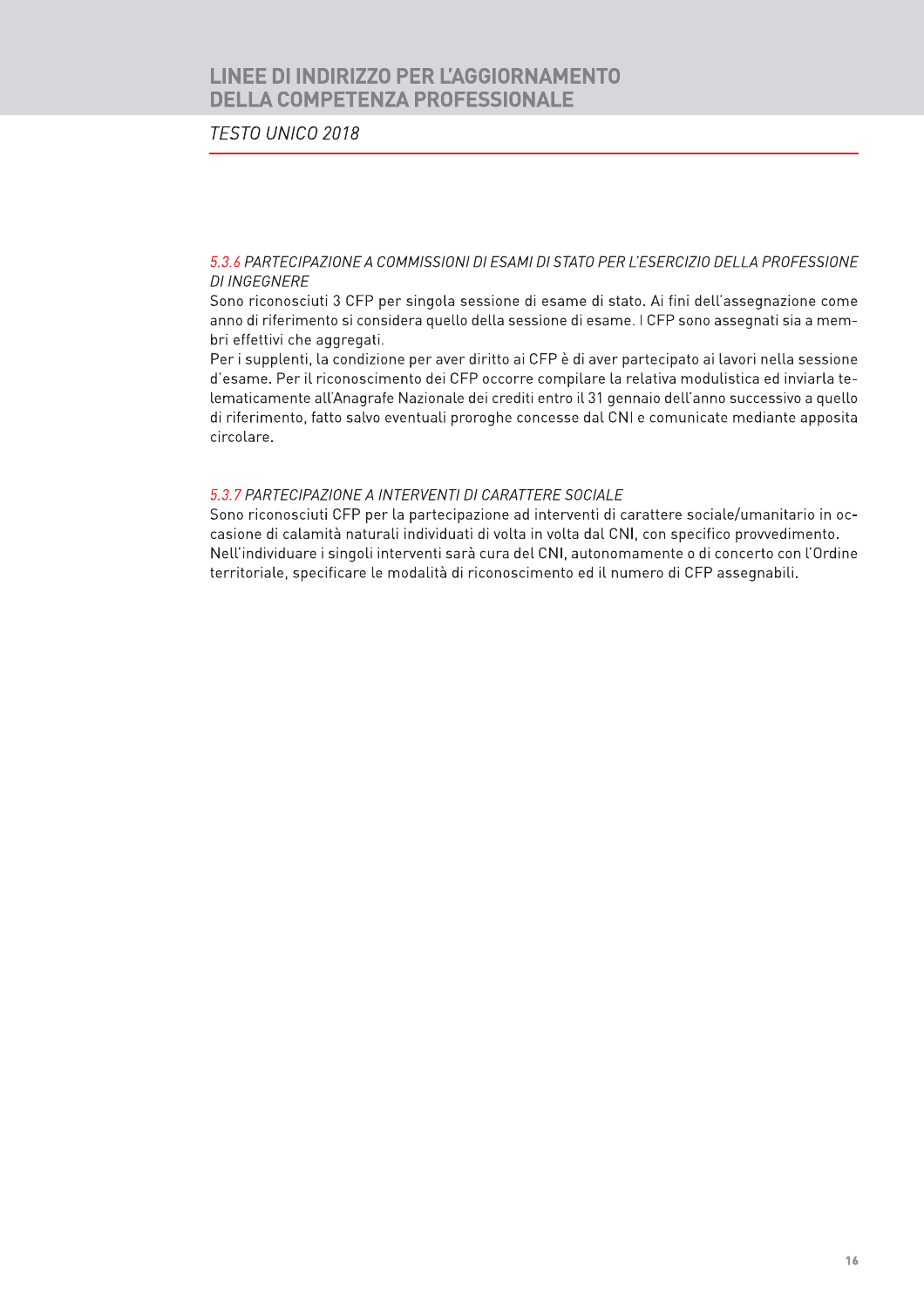#### *5.3.6 PARTECIPAZIONE A COMMISSIONI DI ESAMI DI STATO PER L'ESERCIZIO DELLA PROFESSIONE DI INGEGNERE*

Sono riconosciuti 3 CFP per singola sessione di esame di stato. Ai fini dell'assegnazione come anno di riferimento si considera quello della sessione di esame. I CFP sono assegnati sia a membri effettivi che aggregati.

Per i supplenti, la condizione per aver diritto ai CFP è di aver partecipato ai lavori nella sessione d'esame. Per il riconoscimento dei CFP occorre compilare la relativa modulistica ed inviarla telematicamente all'Anagrafe Nazionale dei crediti entro il 31 gennaio dell'anno successivo a quello di riferimento, fatto salvo eventuali proroghe concesse dal CNI e comunicate mediante apposita circolare.

#### *5.3.7 PARTECIPAZIONE A INTERVENTI DI CARATTERE SOCIALE*

Sono riconosciuti CFP per la partecipazione ad interventi di carattere sociale/umanitario in occasione di calamità naturali individuati di volta in volta dal CNI, con specifico provvedimento.

Nell'individuare i singoli interventi sarà cura del CNI, autonomamente o di concerto con l'Ordine territoriale, specificare le modalità di riconoscimento ed il numero di CFP assegnabili.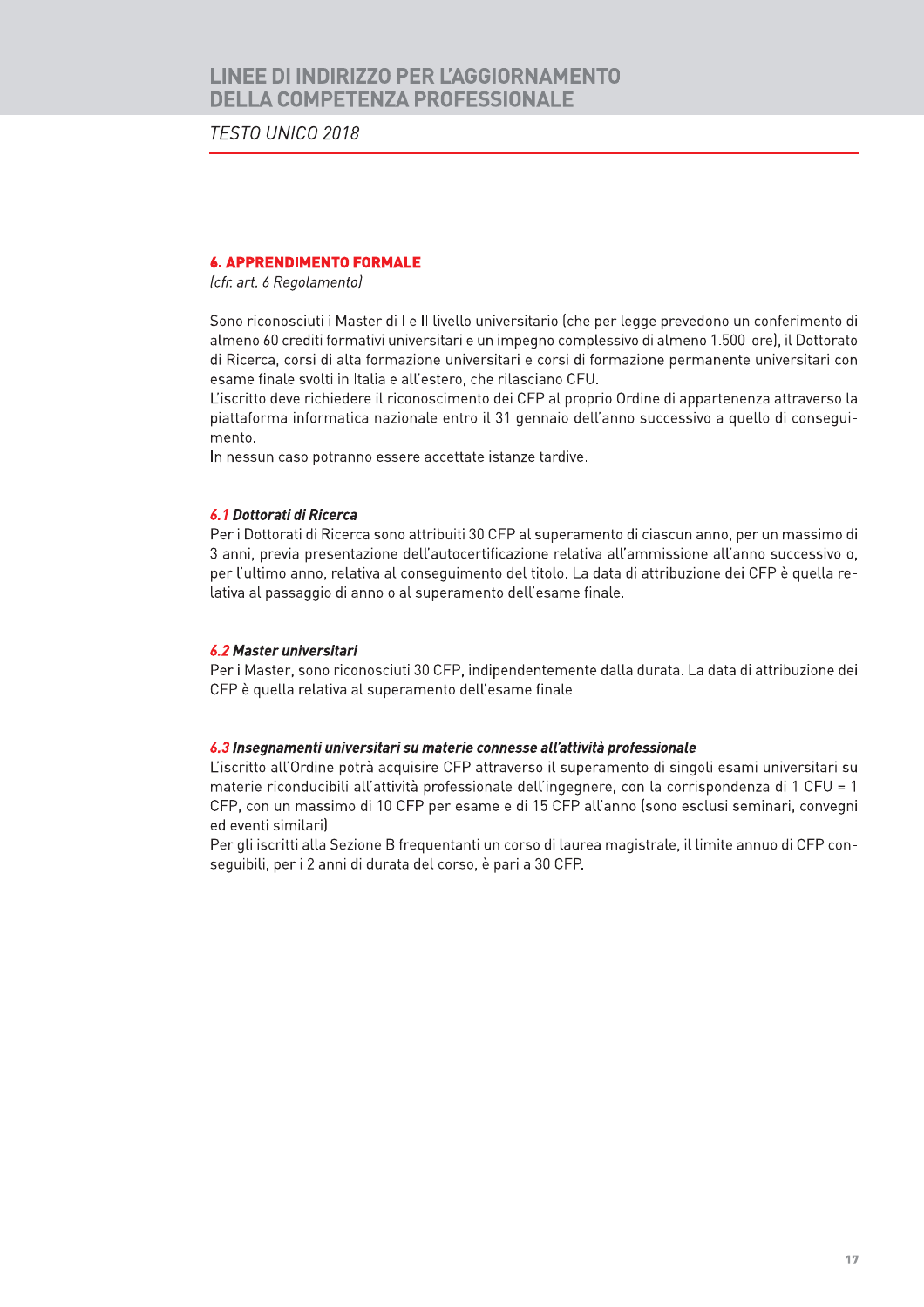## 6. APPRENDIMENTO FORMALE

*(cfr. art. 6 Regolamento)*

Sono riconosciuti i Master di I e II livello universitario (che per legge prevedono un conferimento di almeno 60 crediti formativi universitari e un impegno complessivo di almeno 1.500 ore), il Dottorato di Ricerca, corsi di alta formazione universitari e corsi di formazione permanente universitari con esame finale svolti in Italia e all'estero, che rilasciano CFU.
L'iscritto deve richiedere il riconoscimento dei CFP al proprio Ordine di appartenenza attraverso la piattaforma informatica nazionale entro il 31 gennaio dell'anno successivo a quello di conseguimento.
In nessun caso potranno essere accettate istanze tardive.

### *6.1 Dottorati di Ricerca*

Per i Dottorati di Ricerca sono attribuiti 30 CFP al superamento di ciascun anno, per un massimo di 3 anni, previa presentazione dell'autocertificazione relativa all'ammissione all'anno successivo o, per l'ultimo anno, relativa al conseguimento del titolo. La data di attribuzione dei CFP è quella relativa al passaggio di anno o al superamento dell'esame finale.

### *6.2 Master universitari*

Per i Master, sono riconosciuti 30 CFP, indipendentemente dalla durata. La data di attribuzione dei CFP è quella relativa al superamento dell'esame finale.

### *6.3 Insegnamenti universitari su materie connesse all'attività professionale*

L'iscritto all'Ordine potrà acquisire CFP attraverso il superamento di singoli esami universitari su materie riconducibili all'attività professionale dell'ingegnere, con la corrispondenza di 1 CFU = 1 CFP, con un massimo di 10 CFP per esame e di 15 CFP all'anno (sono esclusi seminari, convegni ed eventi similari).
Per gli iscritti alla Sezione B frequentanti un corso di laurea magistrale, il limite annuo di CFP conseguibili, per i 2 anni di durata del corso, è pari a 30 CFP.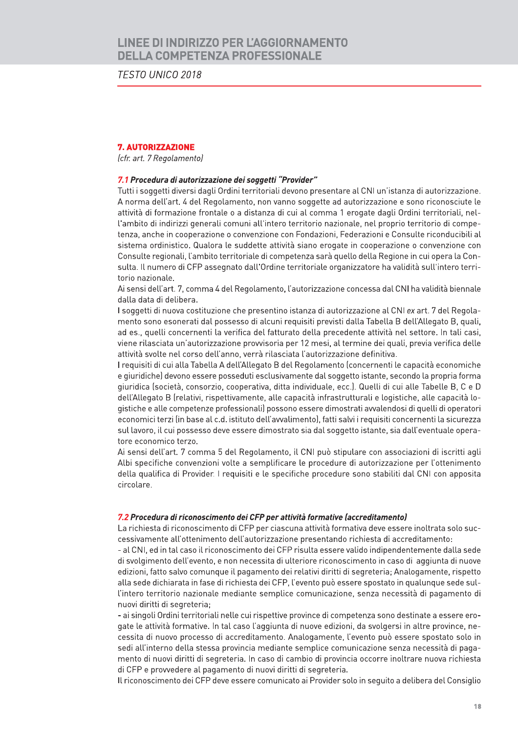## 7. AUTORIZZAZIONE

*(cfr. art. 7 Regolamento)*

### 7.1 Procedura di autorizzazione dei soggetti "Provider"

Tutti i soggetti diversi dagli Ordini territoriali devono presentare al CNI un'istanza di autorizzazione. A norma dell'art. 4 del Regolamento, non vanno soggette ad autorizzazione e sono riconosciute le attività di formazione frontale o a distanza di cui al comma 1 erogate dagli Ordini territoriali, nell'ambito di indirizzi generali comuni all'intero territorio nazionale, nel proprio territorio di competenza, anche in cooperazione o convenzione con Fondazioni, Federazioni e Consulte riconducibili al sistema ordinistico. Qualora le suddette attività siano erogate in cooperazione o convenzione con Consulte regionali, l'ambito territoriale di competenza sarà quello della Regione in cui opera la Consulta. Il numero di CFP assegnato dall'Ordine territoriale organizzatore ha validità sull'intero territorio nazionale.

Ai sensi dell'art. 7, comma 4 del Regolamento, l'autorizzazione concessa dal CNI ha validità biennale dalla data di delibera.

I soggetti di nuova costituzione che presentino istanza di autorizzazione al CNI *ex* art. 7 del Regolamento sono esonerati dal possesso di alcuni requisiti previsti dalla Tabella B dell'Allegato B, quali, ad es., quelli concernenti la verifica del fatturato della precedente attività nel settore. In tali casi, viene rilasciata un'autorizzazione provvisoria per 12 mesi, al termine dei quali, previa verifica delle attività svolte nel corso dell'anno, verrà rilasciata l'autorizzazione definitiva.

I requisiti di cui alla Tabella A dell'Allegato B del Regolamento (concernenti le capacità economiche e giuridiche) devono essere posseduti esclusivamente dal soggetto istante, secondo la propria forma giuridica (società, consorzio, cooperativa, ditta individuale, ecc.). Quelli di cui alle Tabelle B, C e D dell'Allegato B (relativi, rispettivamente, alle capacità infrastrutturali e logistiche, alle capacità logistiche e alle competenze professionali) possono essere dimostrati avvalendosi di quelli di operatori economici terzi (in base al c.d. istituto dell'avvalimento), fatti salvi i requisiti concernenti la sicurezza sul lavoro, il cui possesso deve essere dimostrato sia dal soggetto istante, sia dall'eventuale operatore economico terzo.

Ai sensi dell'art. 7 comma 5 del Regolamento, il CNI può stipulare con associazioni di iscritti agli Albi specifiche convenzioni volte a semplificare le procedure di autorizzazione per l'ottenimento della qualifica di Provider. I requisiti e le specifiche procedure sono stabiliti dal CNI con apposita circolare.

### 7.2 Procedura di riconoscimento dei CFP per attività formative (accreditamento)

La richiesta di riconoscimento di CFP per ciascuna attività formativa deve essere inoltrata solo successivamente all'ottenimento dell'autorizzazione presentando richiesta di accreditamento:

- al CNI, ed in tal caso il riconoscimento dei CFP risulta essere valido indipendentemente dalla sede di svolgimento dell'evento, e non necessita di ulteriore riconoscimento in caso di aggiunta di nuove edizioni, fatto salvo comunque il pagamento dei relativi diritti di segreteria; Analogamente, rispetto alla sede dichiarata in fase di richiesta dei CFP, l'evento può essere spostato in qualunque sede sull'intero territorio nazionale mediante semplice comunicazione, senza necessità di pagamento di nuovi diritti di segreteria;
- ai singoli Ordini territoriali nelle cui rispettive province di competenza sono destinate a essere erogate le attività formative. In tal caso l'aggiunta di nuove edizioni, da svolgersi in altre province, necessita di nuovo processo di accreditamento. Analogamente, l'evento può essere spostato solo in sedi all'interno della stessa provincia mediante semplice comunicazione senza necessità di pagamento di nuovi diritti di segreteria. In caso di cambio di provincia occorre inoltrare nuova richiesta di CFP e provvedere al pagamento di nuovi diritti di segreteria.

Il riconoscimento dei CFP deve essere comunicato ai Provider solo in seguito a delibera del Consiglio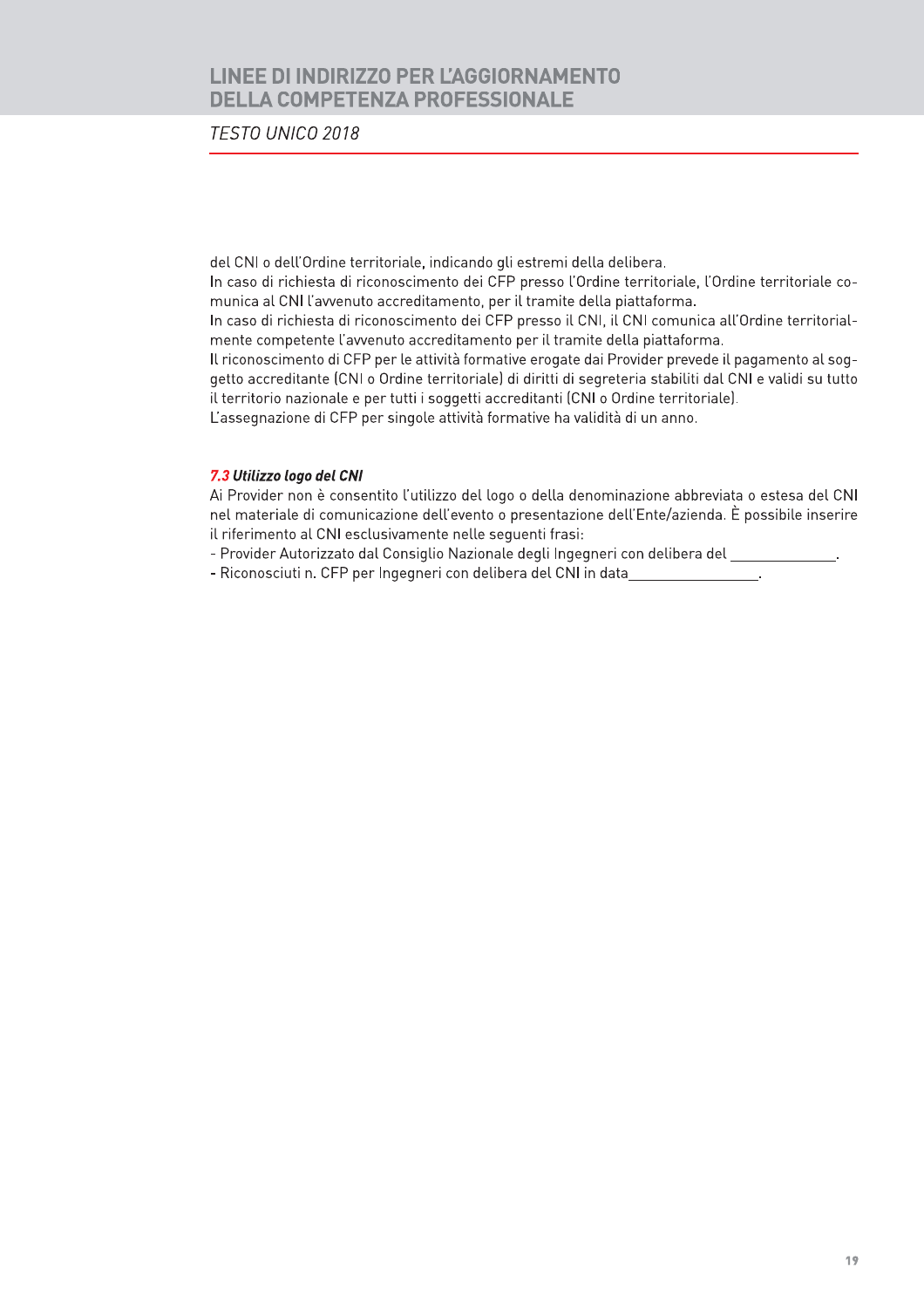del CNI o dell'Ordine territoriale, indicando gli estremi della delibera.
In caso di richiesta di riconoscimento dei CFP presso l'Ordine territoriale, l'Ordine territoriale comunica al CNI l'avvenuto accreditamento, per il tramite della piattaforma.
In caso di richiesta di riconoscimento dei CFP presso il CNI, il CNI comunica all'Ordine territorialmente competente l'avvenuto accreditamento per il tramite della piattaforma.
Il riconoscimento di CFP per le attività formative erogate dai Provider prevede il pagamento al soggetto accreditante (CNI o Ordine territoriale) di diritti di segreteria stabiliti dal CNI e validi su tutto il territorio nazionale e per tutti i soggetti accreditanti (CNI o Ordine territoriale).
L'assegnazione di CFP per singole attività formative ha validità di un anno.

### *7.3 Utilizzo logo del CNI*

Ai Provider non è consentito l'utilizzo del logo o della denominazione abbreviata o estesa del CNI nel materiale di comunicazione dell'evento o presentazione dell'Ente/azienda. È possibile inserire il riferimento al CNI esclusivamente nelle seguenti frasi:

- Provider Autorizzato dal Consiglio Nazionale degli Ingegneri con delibera del \_\_\_\_\_\_\_\_\_\_\_\_\_\_.
- Riconosciuti n. CFP per Ingegneri con delibera del CNI in data\_\_\_\_\_\_\_\_\_\_\_\_\_\_\_\_\_.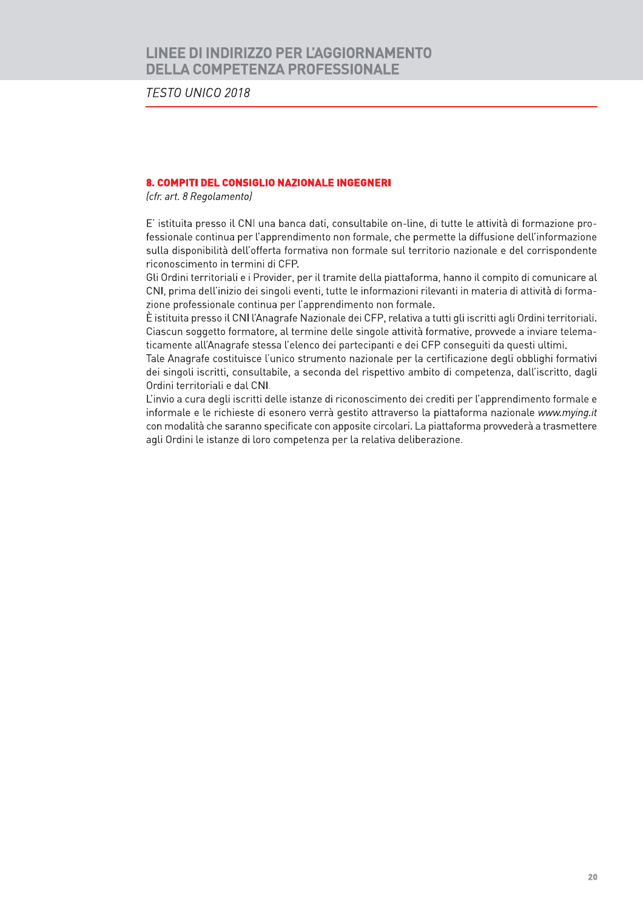## 8. COMPITI DEL CONSIGLIO NAZIONALE INGEGNERI

*(cfr. art. 8 Regolamento)*

E' istituita presso il CNI una banca dati, consultabile on-line, di tutte le attività di formazione professionale continua per l'apprendimento non formale, che permette la diffusione dell'informazione sulla disponibilità dell'offerta formativa non formale sul territorio nazionale e del corrispondente riconoscimento in termini di CFP.

Gli Ordini territoriali e i Provider, per il tramite della piattaforma, hanno il compito di comunicare al CNI, prima dell'inizio dei singoli eventi, tutte le informazioni rilevanti in materia di attività di formazione professionale continua per l'apprendimento non formale.

È istituita presso il CNI l'Anagrafe Nazionale dei CFP, relativa a tutti gli iscritti agli Ordini territoriali. Ciascun soggetto formatore, al termine delle singole attività formative, provvede a inviare telematicamente all'Anagrafe stessa l'elenco dei partecipanti e dei CFP conseguiti da questi ultimi.

Tale Anagrafe costituisce l'unico strumento nazionale per la certificazione degli obblighi formativi dei singoli iscritti, consultabile, a seconda del rispettivo ambito di competenza, dall'iscritto, dagli Ordini territoriali e dal CNI.

L'invio a cura degli iscritti delle istanze di riconoscimento dei crediti per l'apprendimento formale e informale e le richieste di esonero verrà gestito attraverso la piattaforma nazionale *www.mying.it* con modalità che saranno specificate con apposite circolari. La piattaforma provvederà a trasmettere agli Ordini le istanze di loro competenza per la relativa deliberazione.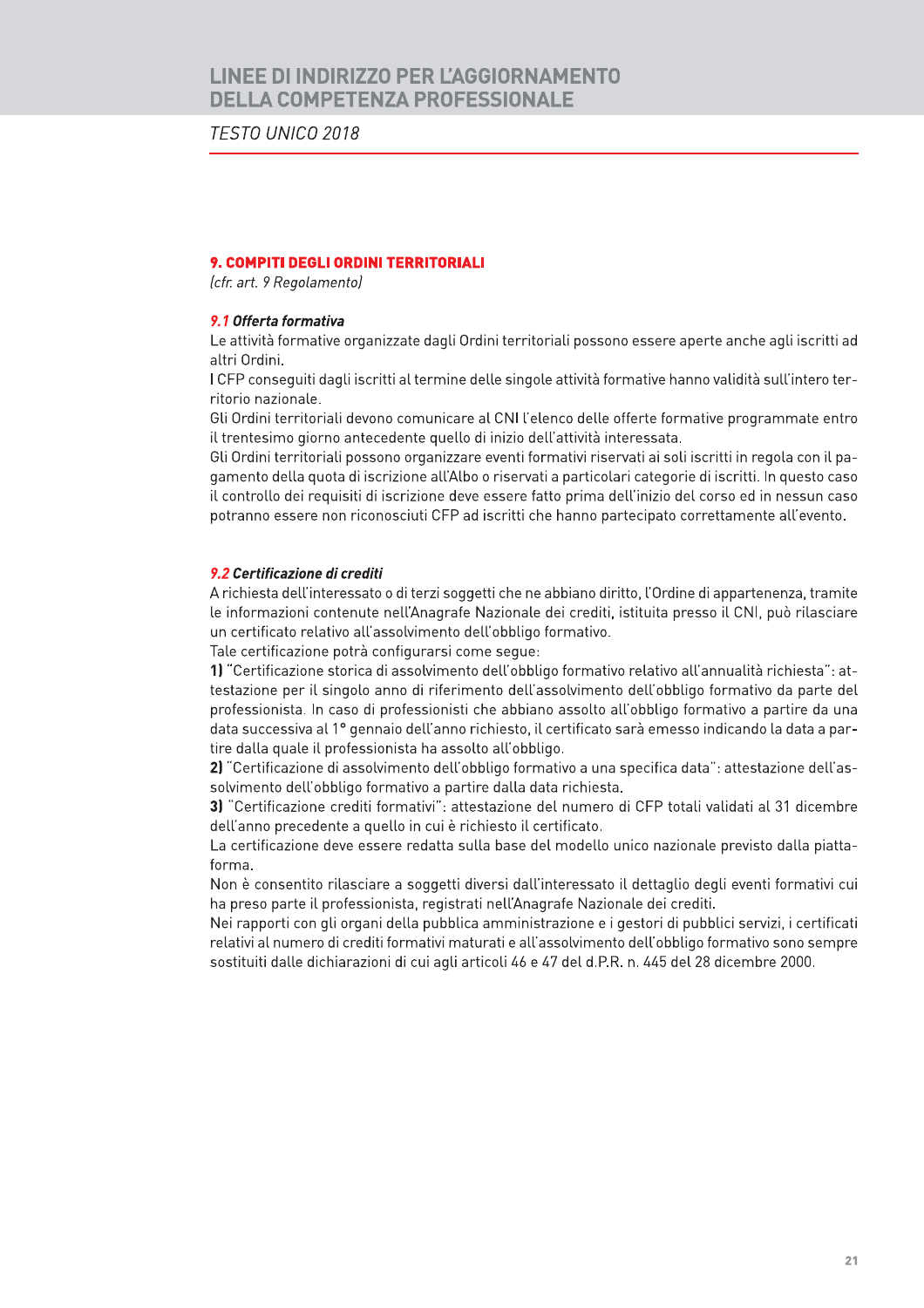## 9. COMPITI DEGLI ORDINI TERRITORIALI

*(cfr. art. 9 Regolamento)*

### *9.1 Offerta formativa*

Le attività formative organizzate dagli Ordini territoriali possono essere aperte anche agli iscritti ad altri Ordini.

I CFP conseguiti dagli iscritti al termine delle singole attività formative hanno validità sull'intero territorio nazionale.

Gli Ordini territoriali devono comunicare al CNI l'elenco delle offerte formative programmate entro il trentesimo giorno antecedente quello di inizio dell'attività interessata.

Gli Ordini territoriali possono organizzare eventi formativi riservati ai soli iscritti in regola con il pagamento della quota di iscrizione all'Albo o riservati a particolari categorie di iscritti. In questo caso il controllo dei requisiti di iscrizione deve essere fatto prima dell'inizio del corso ed in nessun caso potranno essere non riconosciuti CFP ad iscritti che hanno partecipato correttamente all'evento.

### *9.2 Certificazione di crediti*

A richiesta dell'interessato o di terzi soggetti che ne abbiano diritto, l'Ordine di appartenenza, tramite le informazioni contenute nell'Anagrafe Nazionale dei crediti, istituita presso il CNI, può rilasciare un certificato relativo all'assolvimento dell'obbligo formativo.

Tale certificazione potrà configurarsi come segue:

**1)** "Certificazione storica di assolvimento dell'obbligo formativo relativo all'annualità richiesta": attestazione per il singolo anno di riferimento dell'assolvimento dell'obbligo formativo da parte del professionista. In caso di professionisti che abbiano assolto all'obbligo formativo a partire da una data successiva al 1° gennaio dell'anno richiesto, il certificato sarà emesso indicando la data a partire dalla quale il professionista ha assolto all'obbligo.

**2)** "Certificazione di assolvimento dell'obbligo formativo a una specifica data": attestazione dell'assolvimento dell'obbligo formativo a partire dalla data richiesta.

**3)** "Certificazione crediti formativi": attestazione del numero di CFP totali validati al 31 dicembre dell'anno precedente a quello in cui è richiesto il certificato.

La certificazione deve essere redatta sulla base del modello unico nazionale previsto dalla piattaforma.

Non è consentito rilasciare a soggetti diversi dall'interessato il dettaglio degli eventi formativi cui ha preso parte il professionista, registrati nell'Anagrafe Nazionale dei crediti.

Nei rapporti con gli organi della pubblica amministrazione e i gestori di pubblici servizi, i certificati relativi al numero di crediti formativi maturati e all'assolvimento dell'obbligo formativo sono sempre sostituiti dalle dichiarazioni di cui agli articoli 46 e 47 del d.P.R. n. 445 del 28 dicembre 2000.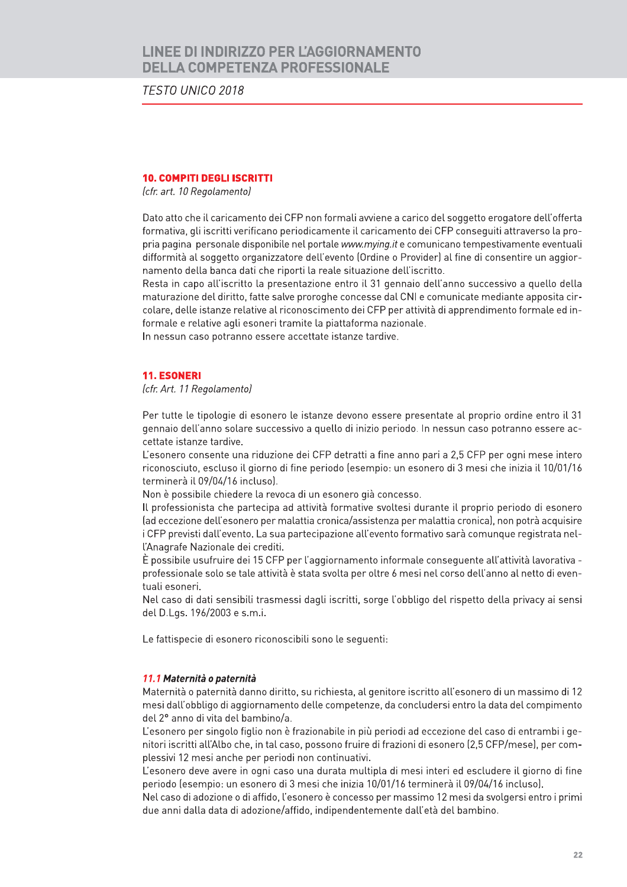## 10. COMPITI DEGLI ISCRITTI

*(cfr. art. 10 Regolamento)*

Dato atto che il caricamento dei CFP non formali avviene a carico del soggetto erogatore dell'offerta formativa, gli iscritti verificano periodicamente il caricamento dei CFP conseguiti attraverso la propria pagina personale disponibile nel portale *www.mying.it* e comunicano tempestivamente eventuali difformità al soggetto organizzatore dell'evento (Ordine o Provider) al fine di consentire un aggiornamento della banca dati che riporti la reale situazione dell'iscritto.
Resta in capo all'iscritto la presentazione entro il 31 gennaio dell'anno successivo a quello della maturazione del diritto, fatte salve proroghe concesse dal CNI e comunicate mediante apposita circolare, delle istanze relative al riconoscimento dei CFP per attività di apprendimento formale ed informale e relative agli esoneri tramite la piattaforma nazionale.
In nessun caso potranno essere accettate istanze tardive.

## 11. ESONERI

*(cfr. Art. 11 Regolamento)*

Per tutte le tipologie di esonero le istanze devono essere presentate al proprio ordine entro il 31 gennaio dell'anno solare successivo a quello di inizio periodo. In nessun caso potranno essere accettate istanze tardive.
L'esonero consente una riduzione dei CFP detratti a fine anno pari a 2,5 CFP per ogni mese intero riconosciuto, escluso il giorno di fine periodo (esempio: un esonero di 3 mesi che inizia il 10/01/16 terminerà il 09/04/16 incluso).
Non è possibile chiedere la revoca di un esonero già concesso.
Il professionista che partecipa ad attività formative svoltesi durante il proprio periodo di esonero (ad eccezione dell'esonero per malattia cronica/assistenza per malattia cronica), non potrà acquisire i CFP previsti dall'evento. La sua partecipazione all'evento formativo sarà comunque registrata nell'Anagrafe Nazionale dei crediti.
È possibile usufruire dei 15 CFP per l'aggiornamento informale conseguente all'attività lavorativa - professionale solo se tale attività è stata svolta per oltre 6 mesi nel corso dell'anno al netto di eventuali esoneri.
Nel caso di dati sensibili trasmessi dagli iscritti, sorge l'obbligo del rispetto della privacy ai sensi del D.Lgs. 196/2003 e s.m.i.

Le fattispecie di esonero riconoscibili sono le seguenti:

### *11.1 Maternità o paternità*

Maternità o paternità danno diritto, su richiesta, al genitore iscritto all'esonero di un massimo di 12 mesi dall'obbligo di aggiornamento delle competenze, da concludersi entro la data del compimento del 2° anno di vita del bambino/a.
L'esonero per singolo figlio non è frazionabile in più periodi ad eccezione del caso di entrambi i genitori iscritti all'Albo che, in tal caso, possono fruire di frazioni di esonero (2,5 CFP/mese), per complessivi 12 mesi anche per periodi non continuativi.
L'esonero deve avere in ogni caso una durata multipla di mesi interi ed escludere il giorno di fine periodo (esempio: un esonero di 3 mesi che inizia 10/01/16 terminerà il 09/04/16 incluso).
Nel caso di adozione o di affido, l'esonero è concesso per massimo 12 mesi da svolgersi entro i primi due anni dalla data di adozione/affido, indipendentemente dall'età del bambino.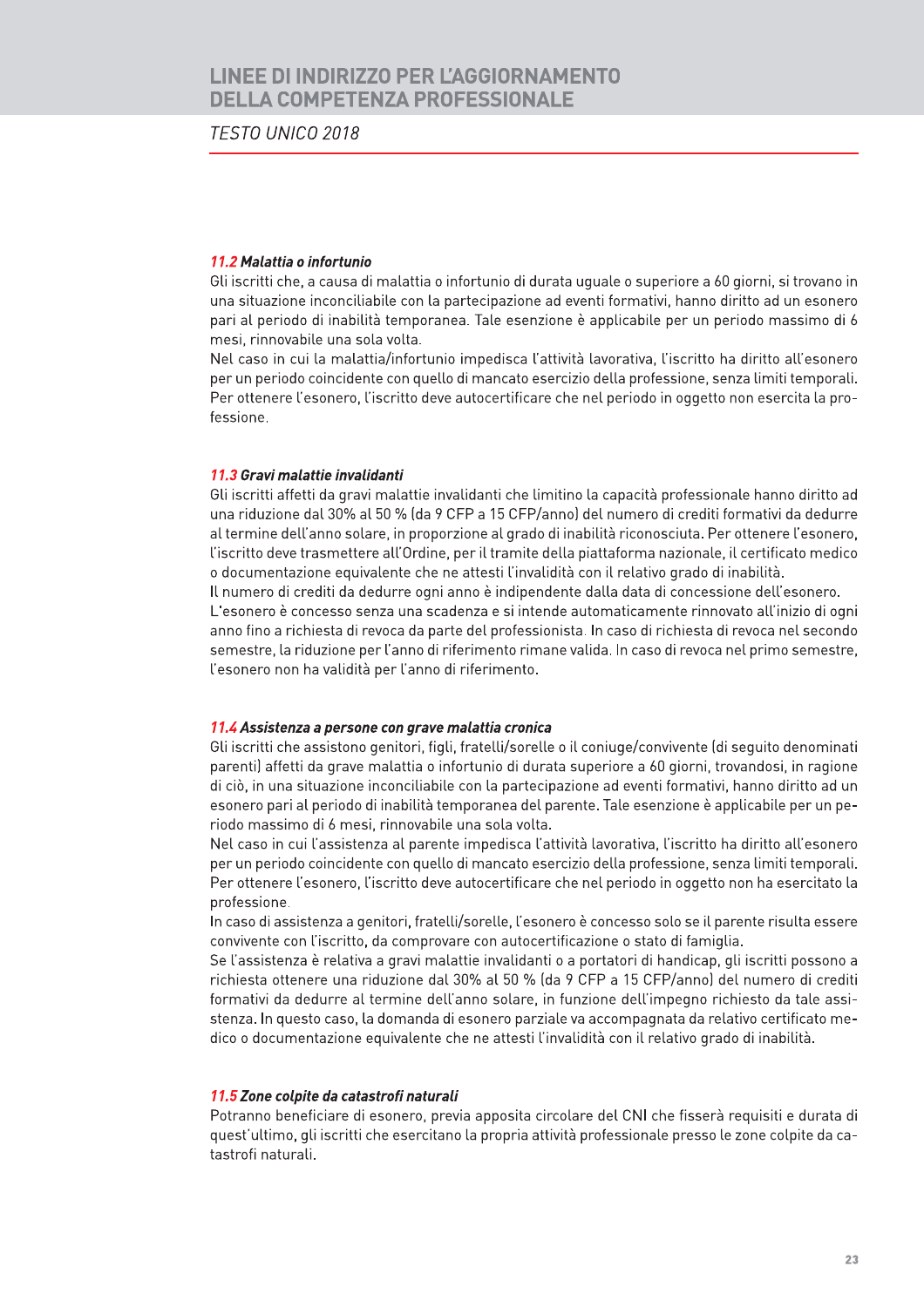### *11.2 Malattia o infortunio*

Gli iscritti che, a causa di malattia o infortunio di durata uguale o superiore a 60 giorni, si trovano in una situazione inconciliabile con la partecipazione ad eventi formativi, hanno diritto ad un esonero pari al periodo di inabilità temporanea. Tale esenzione è applicabile per un periodo massimo di 6 mesi, rinnovabile una sola volta.

Nel caso in cui la malattia/infortunio impedisca l'attività lavorativa, l'iscritto ha diritto all'esonero per un periodo coincidente con quello di mancato esercizio della professione, senza limiti temporali. Per ottenere l'esonero, l'iscritto deve autocertificare che nel periodo in oggetto non esercita la professione.

### *11.3 Gravi malattie invalidanti*

Gli iscritti affetti da gravi malattie invalidanti che limitino la capacità professionale hanno diritto ad una riduzione dal 30% al 50 % (da 9 CFP a 15 CFP/anno) del numero di crediti formativi da dedurre al termine dell'anno solare, in proporzione al grado di inabilità riconosciuta. Per ottenere l'esonero, l'iscritto deve trasmettere all'Ordine, per il tramite della piattaforma nazionale, il certificato medico o documentazione equivalente che ne attesti l'invalidità con il relativo grado di inabilità.

Il numero di crediti da dedurre ogni anno è indipendente dalla data di concessione dell'esonero.

L'esonero è concesso senza una scadenza e si intende automaticamente rinnovato all'inizio di ogni anno fino a richiesta di revoca da parte del professionista. In caso di richiesta di revoca nel secondo semestre, la riduzione per l'anno di riferimento rimane valida. In caso di revoca nel primo semestre, l'esonero non ha validità per l'anno di riferimento.

### *11.4 Assistenza a persone con grave malattia cronica*

Gli iscritti che assistono genitori, figli, fratelli/sorelle o il coniuge/convivente (di seguito denominati parenti) affetti da grave malattia o infortunio di durata superiore a 60 giorni, trovandosi, in ragione di ciò, in una situazione inconciliabile con la partecipazione ad eventi formativi, hanno diritto ad un esonero pari al periodo di inabilità temporanea del parente. Tale esenzione è applicabile per un periodo massimo di 6 mesi, rinnovabile una sola volta.

Nel caso in cui l'assistenza al parente impedisca l'attività lavorativa, l'iscritto ha diritto all'esonero per un periodo coincidente con quello di mancato esercizio della professione, senza limiti temporali. Per ottenere l'esonero, l'iscritto deve autocertificare che nel periodo in oggetto non ha esercitato la professione.

In caso di assistenza a genitori, fratelli/sorelle, l'esonero è concesso solo se il parente risulta essere convivente con l'iscritto, da comprovare con autocertificazione o stato di famiglia.

Se l'assistenza è relativa a gravi malattie invalidanti o a portatori di handicap, gli iscritti possono a richiesta ottenere una riduzione dal 30% al 50 % (da 9 CFP a 15 CFP/anno) del numero di crediti formativi da dedurre al termine dell'anno solare, in funzione dell'impegno richiesto da tale assistenza. In questo caso, la domanda di esonero parziale va accompagnata da relativo certificato medico o documentazione equivalente che ne attesti l'invalidità con il relativo grado di inabilità.

### *11.5 Zone colpite da catastrofi naturali*

Potranno beneficiare di esonero, previa apposita circolare del CNI che fisserà requisiti e durata di quest'ultimo, gli iscritti che esercitano la propria attività professionale presso le zone colpite da catastrofi naturali.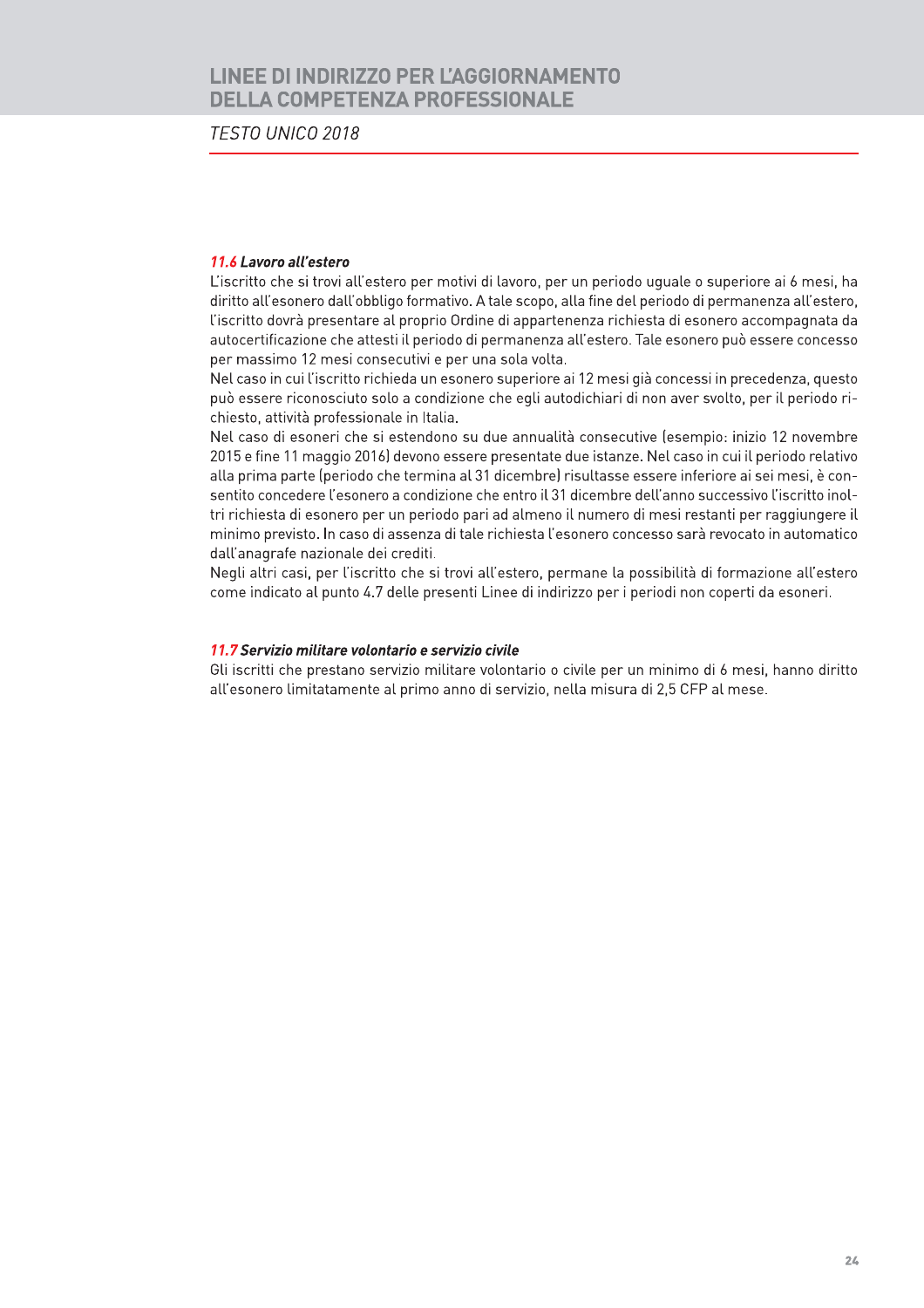### 11.6 Lavoro all'estero

L'iscritto che si trovi all'estero per motivi di lavoro, per un periodo uguale o superiore ai 6 mesi, ha diritto all'esonero dall'obbligo formativo. A tale scopo, alla fine del periodo di permanenza all'estero, l'iscritto dovrà presentare al proprio Ordine di appartenenza richiesta di esonero accompagnata da autocertificazione che attesti il periodo di permanenza all'estero. Tale esonero può essere concesso per massimo 12 mesi consecutivi e per una sola volta.

Nel caso in cui l'iscritto richieda un esonero superiore ai 12 mesi già concessi in precedenza, questo può essere riconosciuto solo a condizione che egli autodichiari di non aver svolto, per il periodo richiesto, attività professionale in Italia.

Nel caso di esoneri che si estendono su due annualità consecutive (esempio: inizio 12 novembre 2015 e fine 11 maggio 2016) devono essere presentate due istanze. Nel caso in cui il periodo relativo alla prima parte (periodo che termina al 31 dicembre) risultasse essere inferiore ai sei mesi, è consentito concedere l'esonero a condizione che entro il 31 dicembre dell'anno successivo l'iscritto inoltri richiesta di esonero per un periodo pari ad almeno il numero di mesi restanti per raggiungere il minimo previsto. In caso di assenza di tale richiesta l'esonero concesso sarà revocato in automatico dall'anagrafe nazionale dei crediti.

Negli altri casi, per l'iscritto che si trovi all'estero, permane la possibilità di formazione all'estero come indicato al punto 4.7 delle presenti Linee di indirizzo per i periodi non coperti da esoneri.

### 11.7 Servizio militare volontario e servizio civile

Gli iscritti che prestano servizio militare volontario o civile per un minimo di 6 mesi, hanno diritto all'esonero limitatamente al primo anno di servizio, nella misura di 2,5 CFP al mese.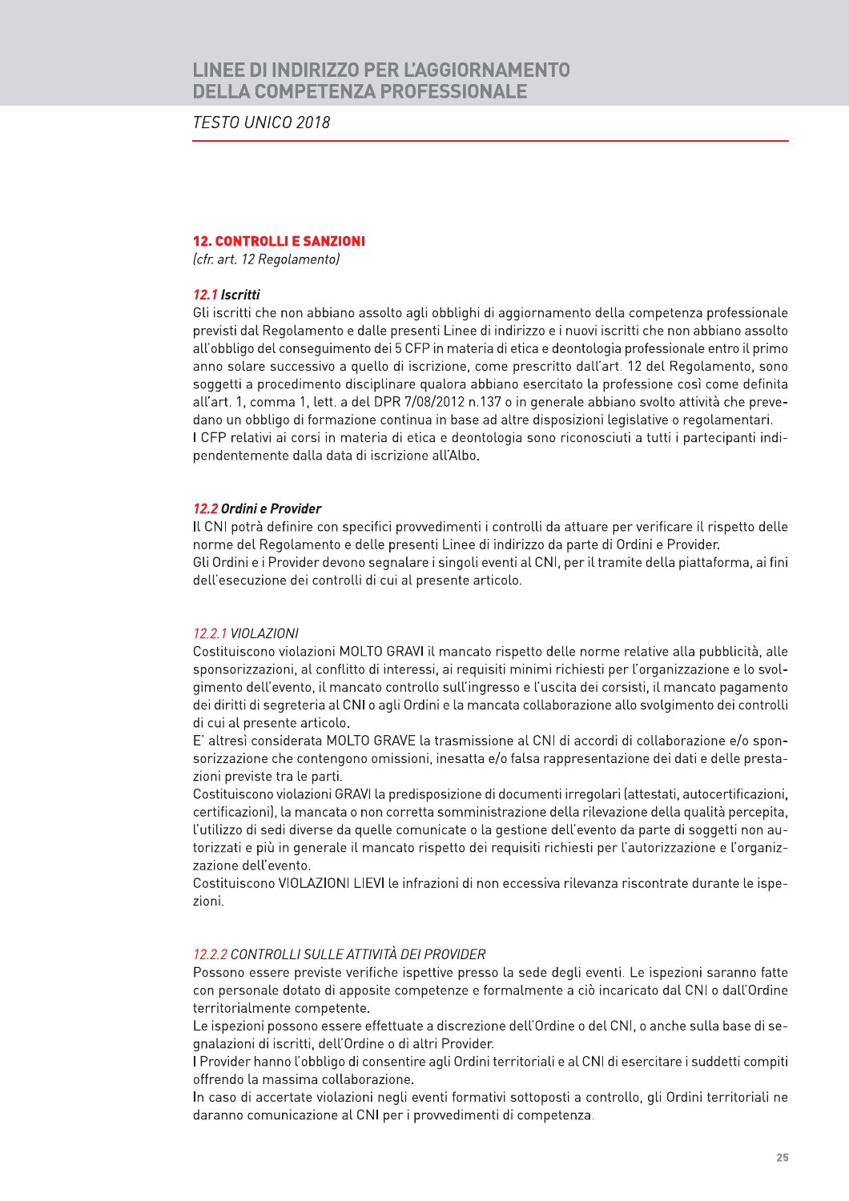## 12. CONTROLLI E SANZIONI

*(cfr. art. 12 Regolamento)*

### *12.1 Iscritti*

Gli iscritti che non abbiano assolto agli obblighi di aggiornamento della competenza professionale previsti dal Regolamento e dalle presenti Linee di indirizzo e i nuovi iscritti che non abbiano assolto all'obbligo del conseguimento dei 5 CFP in materia di etica e deontologia professionale entro il primo anno solare successivo a quello di iscrizione, come prescritto dall'art. 12 del Regolamento, sono soggetti a procedimento disciplinare qualora abbiano esercitato la professione così come definita all'art. 1, comma 1, lett. a del DPR 7/08/2012 n.137 o in generale abbiano svolto attività che prevedano un obbligo di formazione continua in base ad altre disposizioni legislative o regolamentari.
I CFP relativi ai corsi in materia di etica e deontologia sono riconosciuti a tutti i partecipanti indipendentemente dalla data di iscrizione all'Albo.

### *12.2 Ordini e Provider*

Il CNI potrà definire con specifici provvedimenti i controlli da attuare per verificare il rispetto delle norme del Regolamento e delle presenti Linee di indirizzo da parte di Ordini e Provider.
Gli Ordini e i Provider devono segnalare i singoli eventi al CNI, per il tramite della piattaforma, ai fini dell'esecuzione dei controlli di cui al presente articolo.

#### *12.2.1 VIOLAZIONI*

Costituiscono violazioni MOLTO GRAVI il mancato rispetto delle norme relative alla pubblicità, alle sponsorizzazioni, al conflitto di interessi, ai requisiti minimi richiesti per l'organizzazione e lo svolgimento dell'evento, il mancato controllo sull'ingresso e l'uscita dei corsisti, il mancato pagamento dei diritti di segreteria al CNI o agli Ordini e la mancata collaborazione allo svolgimento dei controlli di cui al presente articolo.
E' altresì considerata MOLTO GRAVE la trasmissione al CNI di accordi di collaborazione e/o sponsorizzazione che contengono omissioni, inesatta e/o falsa rappresentazione dei dati e delle prestazioni previste tra le parti.
Costituiscono violazioni GRAVI la predisposizione di documenti irregolari (attestati, autocertificazioni, certificazioni), la mancata o non corretta somministrazione della rilevazione della qualità percepita, l'utilizzo di sedi diverse da quelle comunicate o la gestione dell'evento da parte di soggetti non autorizzati e più in generale il mancato rispetto dei requisiti richiesti per l'autorizzazione e l'organizzazione dell'evento.
Costituiscono VIOLAZIONI LIEVI le infrazioni di non eccessiva rilevanza riscontrate durante le ispezioni.

#### *12.2.2 CONTROLLI SULLE ATTIVITÀ DEI PROVIDER*

Possono essere previste verifiche ispettive presso la sede degli eventi. Le ispezioni saranno fatte con personale dotato di apposite competenze e formalmente a ciò incaricato dal CNI o dall'Ordine territorialmente competente.
Le ispezioni possono essere effettuate a discrezione dell'Ordine o del CNI, o anche sulla base di segnalazioni di iscritti, dell'Ordine o di altri Provider.
I Provider hanno l'obbligo di consentire agli Ordini territoriali e al CNI di esercitare i suddetti compiti offrendo la massima collaborazione.
In caso di accertate violazioni negli eventi formativi sottoposti a controllo, gli Ordini territoriali ne daranno comunicazione al CNI per i provvedimenti di competenza.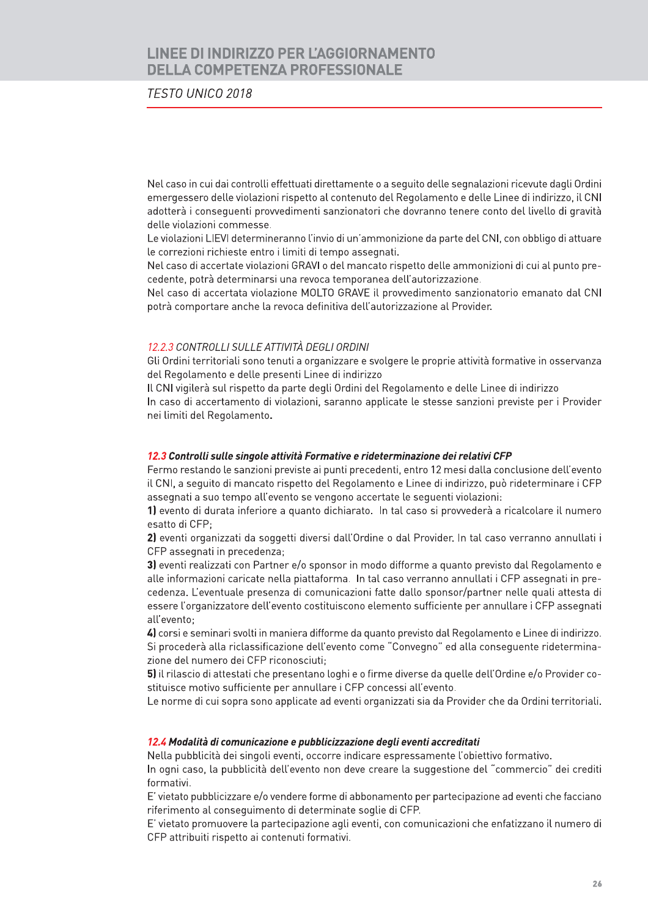Nel caso in cui dai controlli effettuati direttamente o a seguito delle segnalazioni ricevute dagli Ordini emergessero delle violazioni rispetto al contenuto del Regolamento e delle Linee di indirizzo, il CNI adotterà i conseguenti provvedimenti sanzionatori che dovranno tenere conto del livello di gravità delle violazioni commesse.
Le violazioni LIEVI determineranno l'invio di un'ammonizione da parte del CNI, con obbligo di attuare le correzioni richieste entro i limiti di tempo assegnati.
Nel caso di accertate violazioni GRAVI o del mancato rispetto delle ammonizioni di cui al punto precedente, potrà determinarsi una revoca temporanea dell'autorizzazione.
Nel caso di accertata violazione MOLTO GRAVE il provvedimento sanzionatorio emanato dal CNI potrà comportare anche la revoca definitiva dell'autorizzazione al Provider.

#### *12.2.3 CONTROLLI SULLE ATTIVITÀ DEGLI ORDINI*

Gli Ordini territoriali sono tenuti a organizzare e svolgere le proprie attività formative in osservanza del Regolamento e delle presenti Linee di indirizzo
Il CNI vigilerà sul rispetto da parte degli Ordini del Regolamento e delle Linee di indirizzo
In caso di accertamento di violazioni, saranno applicate le stesse sanzioni previste per i Provider nei limiti del Regolamento.

### *12.3 Controlli sulle singole attività Formative e rideterminazione dei relativi CFP*

Fermo restando le sanzioni previste ai punti precedenti, entro 12 mesi dalla conclusione dell'evento il CNI, a seguito di mancato rispetto del Regolamento e Linee di indirizzo, può rideterminare i CFP assegnati a suo tempo all'evento se vengono accertate le seguenti violazioni:

**1)** evento di durata inferiore a quanto dichiarato. In tal caso si provvederà a ricalcolare il numero esatto di CFP;

**2)** eventi organizzati da soggetti diversi dall'Ordine o dal Provider. In tal caso verranno annullati i CFP assegnati in precedenza;

**3)** eventi realizzati con Partner e/o sponsor in modo difforme a quanto previsto dal Regolamento e alle informazioni caricate nella piattaforma. In tal caso verranno annullati i CFP assegnati in precedenza. L'eventuale presenza di comunicazioni fatte dallo sponsor/partner nelle quali attesta di essere l'organizzatore dell'evento costituiscono elemento sufficiente per annullare i CFP assegnati all'evento;

**4)** corsi e seminari svolti in maniera difforme da quanto previsto dal Regolamento e Linee di indirizzo. Si procederà alla riclassificazione dell'evento come "Convegno" ed alla conseguente rideterminazione del numero dei CFP riconosciuti;

**5)** il rilascio di attestati che presentano loghi e o firme diverse da quelle dell'Ordine e/o Provider costituisce motivo sufficiente per annullare i CFP concessi all'evento.

Le norme di cui sopra sono applicate ad eventi organizzati sia da Provider che da Ordini territoriali.

### *12.4 Modalità di comunicazione e pubblicizzazione degli eventi accreditati*

Nella pubblicità dei singoli eventi, occorre indicare espressamente l'obiettivo formativo.
In ogni caso, la pubblicità dell'evento non deve creare la suggestione del "commercio" dei crediti formativi.
E' vietato pubblicizzare e/o vendere forme di abbonamento per partecipazione ad eventi che facciano riferimento al conseguimento di determinate soglie di CFP.
E' vietato promuovere la partecipazione agli eventi, con comunicazioni che enfatizzano il numero di CFP attribuiti rispetto ai contenuti formativi.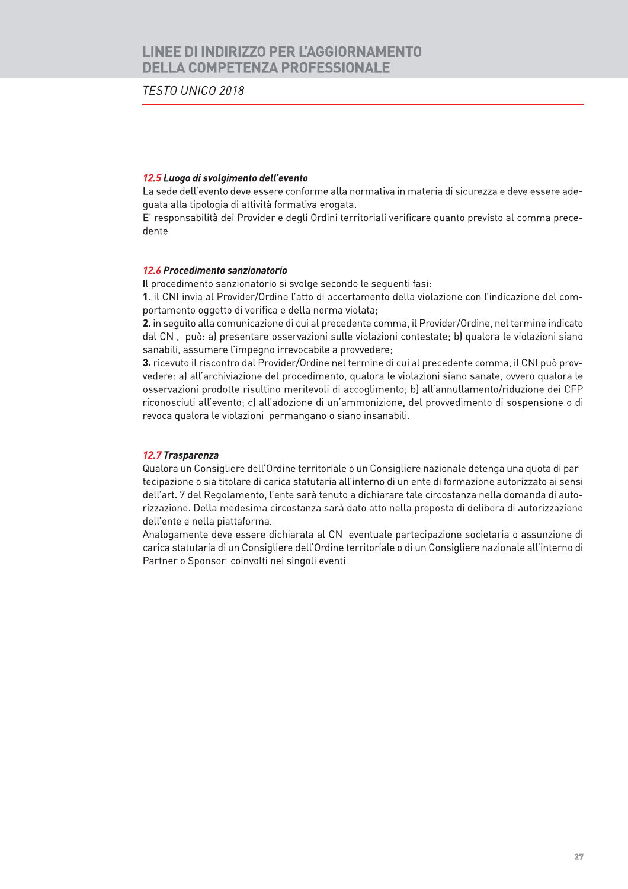### *12.5 Luogo di svolgimento dell'evento*

La sede dell'evento deve essere conforme alla normativa in materia di sicurezza e deve essere adeguata alla tipologia di attività formativa erogata.

E' responsabilità dei Provider e degli Ordini territoriali verificare quanto previsto al comma precedente.

### *12.6 Procedimento sanzionatorio*

Il procedimento sanzionatorio si svolge secondo le seguenti fasi:

**1.** il CNI invia al Provider/Ordine l'atto di accertamento della violazione con l'indicazione del comportamento oggetto di verifica e della norma violata;

**2.** in seguito alla comunicazione di cui al precedente comma, il Provider/Ordine, nel termine indicato dal CNI, può: a) presentare osservazioni sulle violazioni contestate; b) qualora le violazioni siano sanabili, assumere l'impegno irrevocabile a provvedere;

**3.** ricevuto il riscontro dal Provider/Ordine nel termine di cui al precedente comma, il CNI può provvedere: a) all'archiviazione del procedimento, qualora le violazioni siano sanate, ovvero qualora le osservazioni prodotte risultino meritevoli di accoglimento; b) all'annullamento/riduzione dei CFP riconosciuti all'evento; c) all'adozione di un'ammonizione, del provvedimento di sospensione o di revoca qualora le violazioni permangano o siano insanabili.

### *12.7 Trasparenza*

Qualora un Consigliere dell'Ordine territoriale o un Consigliere nazionale detenga una quota di partecipazione o sia titolare di carica statutaria all'interno di un ente di formazione autorizzato ai sensi dell'art. 7 del Regolamento, l'ente sarà tenuto a dichiarare tale circostanza nella domanda di autorizzazione. Della medesima circostanza sarà dato atto nella proposta di delibera di autorizzazione dell'ente e nella piattaforma.

Analogamente deve essere dichiarata al CNI eventuale partecipazione societaria o assunzione di carica statutaria di un Consigliere dell'Ordine territoriale o di un Consigliere nazionale all'interno di Partner o Sponsor coinvolti nei singoli eventi.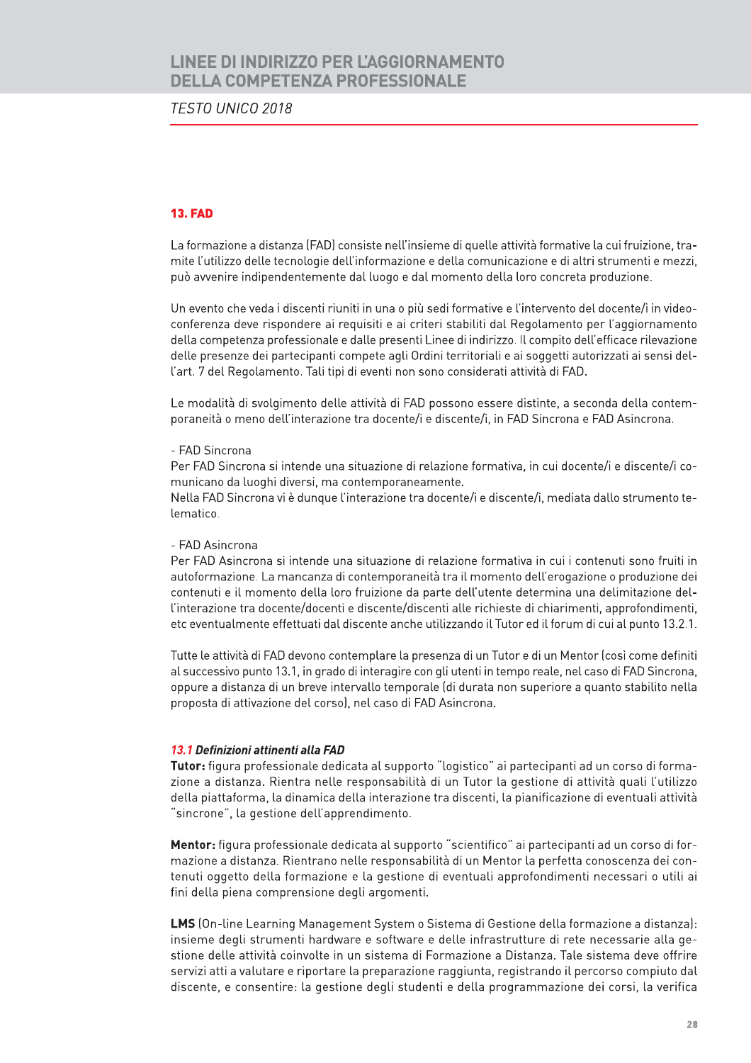## 13. FAD

La formazione a distanza (FAD) consiste nell'insieme di quelle attività formative la cui fruizione, tramite l'utilizzo delle tecnologie dell'informazione e della comunicazione e di altri strumenti e mezzi, può avvenire indipendentemente dal luogo e dal momento della loro concreta produzione.

Un evento che veda i discenti riuniti in una o più sedi formative e l'intervento del docente/i in videoconferenza deve rispondere ai requisiti e ai criteri stabiliti dal Regolamento per l'aggiornamento della competenza professionale e dalle presenti Linee di indirizzo. Il compito dell'efficace rilevazione delle presenze dei partecipanti compete agli Ordini territoriali e ai soggetti autorizzati ai sensi dell'art. 7 del Regolamento. Tali tipi di eventi non sono considerati attività di FAD.

Le modalità di svolgimento delle attività di FAD possono essere distinte, a seconda della contemporaneità o meno dell'interazione tra docente/i e discente/i, in FAD Sincrona e FAD Asincrona.

- FAD Sincrona

Per FAD Sincrona si intende una situazione di relazione formativa, in cui docente/i e discente/i comunicano da luoghi diversi, ma contemporaneamente.
Nella FAD Sincrona vi è dunque l'interazione tra docente/i e discente/i, mediata dallo strumento telematico.

- FAD Asincrona

Per FAD Asincrona si intende una situazione di relazione formativa in cui i contenuti sono fruiti in autoformazione. La mancanza di contemporaneità tra il momento dell'erogazione o produzione dei contenuti e il momento della loro fruizione da parte dell'utente determina una delimitazione dell'interazione tra docente/docenti e discente/discenti alle richieste di chiarimenti, approfondimenti, etc eventualmente effettuati dal discente anche utilizzando il Tutor ed il forum di cui al punto 13.2.1.

Tutte le attività di FAD devono contemplare la presenza di un Tutor e di un Mentor (così come definiti al successivo punto 13.1, in grado di interagire con gli utenti in tempo reale, nel caso di FAD Sincrona, oppure a distanza di un breve intervallo temporale (di durata non superiore a quanto stabilito nella proposta di attivazione del corso), nel caso di FAD Asincrona.

### *13.1 Definizioni attinenti alla FAD*

**Tutor:** figura professionale dedicata al supporto "logistico" ai partecipanti ad un corso di formazione a distanza. Rientra nelle responsabilità di un Tutor la gestione di attività quali l'utilizzo della piattaforma, la dinamica della interazione tra discenti, la pianificazione di eventuali attività "sincrone", la gestione dell'apprendimento.

**Mentor:** figura professionale dedicata al supporto "scientifico" ai partecipanti ad un corso di formazione a distanza. Rientrano nelle responsabilità di un Mentor la perfetta conoscenza dei contenuti oggetto della formazione e la gestione di eventuali approfondimenti necessari o utili ai fini della piena comprensione degli argomenti.

**LMS** (On-line Learning Management System o Sistema di Gestione della formazione a distanza): insieme degli strumenti hardware e software e delle infrastrutture di rete necessarie alla gestione delle attività coinvolte in un sistema di Formazione a Distanza. Tale sistema deve offrire servizi atti a valutare e riportare la preparazione raggiunta, registrando il percorso compiuto dal discente, e consentire: la gestione degli studenti e della programmazione dei corsi, la verifica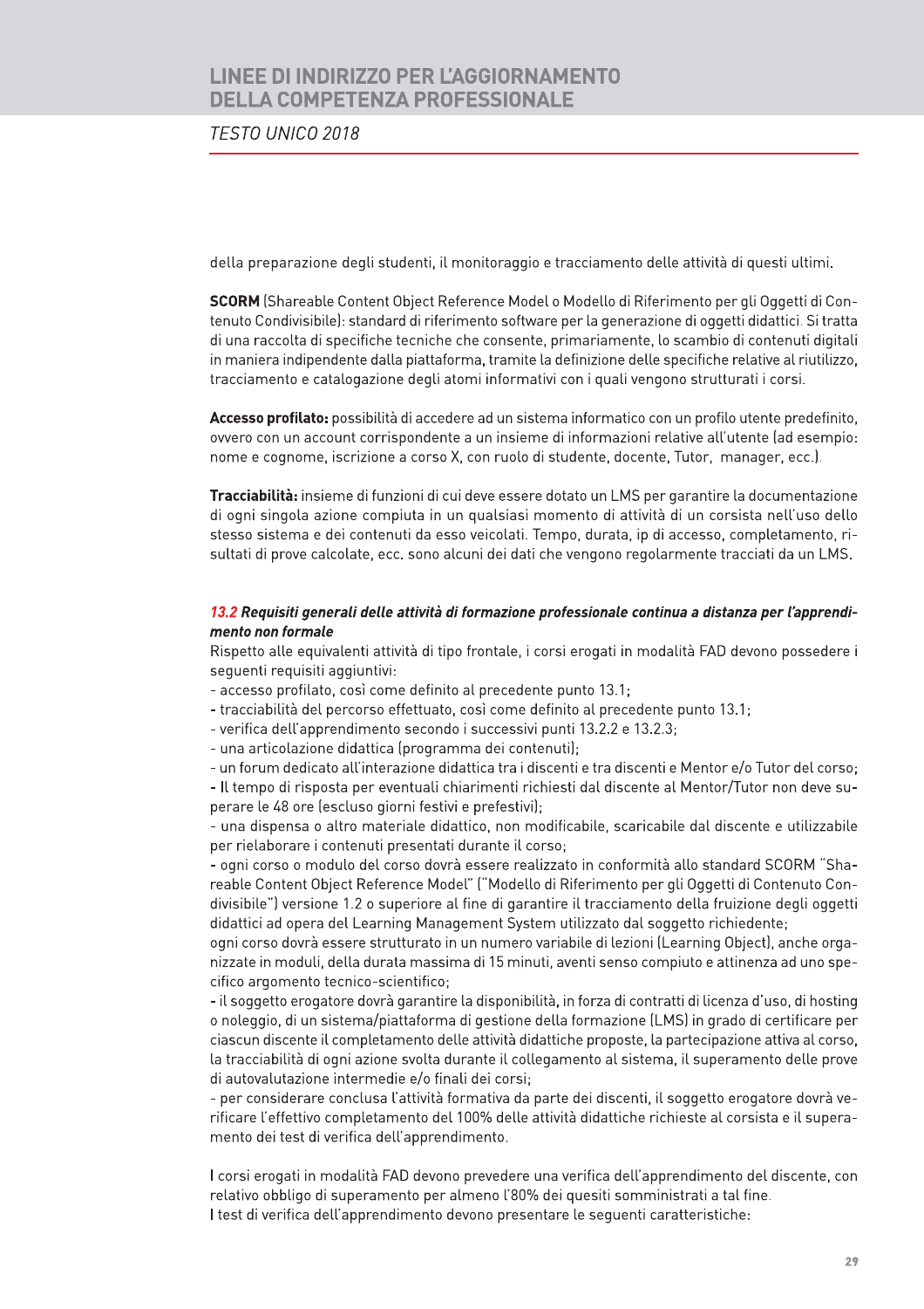della preparazione degli studenti, il monitoraggio e tracciamento delle attività di questi ultimi.

**SCORM** (Shareable Content Object Reference Model o Modello di Riferimento per gli Oggetti di Contenuto Condivisibile): standard di riferimento software per la generazione di oggetti didattici. Si tratta di una raccolta di specifiche tecniche che consente, primariamente, lo scambio di contenuti digitali in maniera indipendente dalla piattaforma, tramite la definizione delle specifiche relative al riutilizzo, tracciamento e catalogazione degli atomi informativi con i quali vengono strutturati i corsi.

**Accesso profilato:** possibilità di accedere ad un sistema informatico con un profilo utente predefinito, ovvero con un account corrispondente a un insieme di informazioni relative all'utente (ad esempio: nome e cognome, iscrizione a corso X, con ruolo di studente, docente, Tutor, manager, ecc.).

**Tracciabilità:** insieme di funzioni di cui deve essere dotato un LMS per garantire la documentazione di ogni singola azione compiuta in un qualsiasi momento di attività di un corsista nell'uso dello stesso sistema e dei contenuti da esso veicolati. Tempo, durata, ip di accesso, completamento, risultati di prove calcolate, ecc. sono alcuni dei dati che vengono regolarmente tracciati da un LMS.

### *13.2 Requisiti generali delle attività di formazione professionale continua a distanza per l'apprendimento non formale*

Rispetto alle equivalenti attività di tipo frontale, i corsi erogati in modalità FAD devono possedere i seguenti requisiti aggiuntivi:

- accesso profilato, così come definito al precedente punto 13.1;
- tracciabilità del percorso effettuato, così come definito al precedente punto 13.1;
- verifica dell'apprendimento secondo i successivi punti 13.2.2 e 13.2.3;
- una articolazione didattica (programma dei contenuti);
- un forum dedicato all'interazione didattica tra i discenti e tra discenti e Mentor e/o Tutor del corso;
- Il tempo di risposta per eventuali chiarimenti richiesti dal discente al Mentor/Tutor non deve superare le 48 ore (escluso giorni festivi e prefestivi);
- una dispensa o altro materiale didattico, non modificabile, scaricabile dal discente e utilizzabile per rielaborare i contenuti presentati durante il corso;
- ogni corso o modulo del corso dovrà essere realizzato in conformità allo standard SCORM "Shareable Content Object Reference Model" ("Modello di Riferimento per gli Oggetti di Contenuto Condivisibile") versione 1.2 o superiore al fine di garantire il tracciamento della fruizione degli oggetti didattici ad opera del Learning Management System utilizzato dal soggetto richiedente;

ogni corso dovrà essere strutturato in un numero variabile di lezioni (Learning Object), anche organizzate in moduli, della durata massima di 15 minuti, aventi senso compiuto e attinenza ad uno specifico argomento tecnico-scientifico;

- il soggetto erogatore dovrà garantire la disponibilità, in forza di contratti di licenza d'uso, di hosting o noleggio, di un sistema/piattaforma di gestione della formazione (LMS) in grado di certificare per ciascun discente il completamento delle attività didattiche proposte, la partecipazione attiva al corso, la tracciabilità di ogni azione svolta durante il collegamento al sistema, il superamento delle prove di autovalutazione intermedie e/o finali dei corsi;
- per considerare conclusa l'attività formativa da parte dei discenti, il soggetto erogatore dovrà verificare l'effettivo completamento del 100% delle attività didattiche richieste al corsista e il superamento dei test di verifica dell'apprendimento.

I corsi erogati in modalità FAD devono prevedere una verifica dell'apprendimento del discente, con relativo obbligo di superamento per almeno l'80% dei quesiti somministrati a tal fine.
I test di verifica dell'apprendimento devono presentare le seguenti caratteristiche: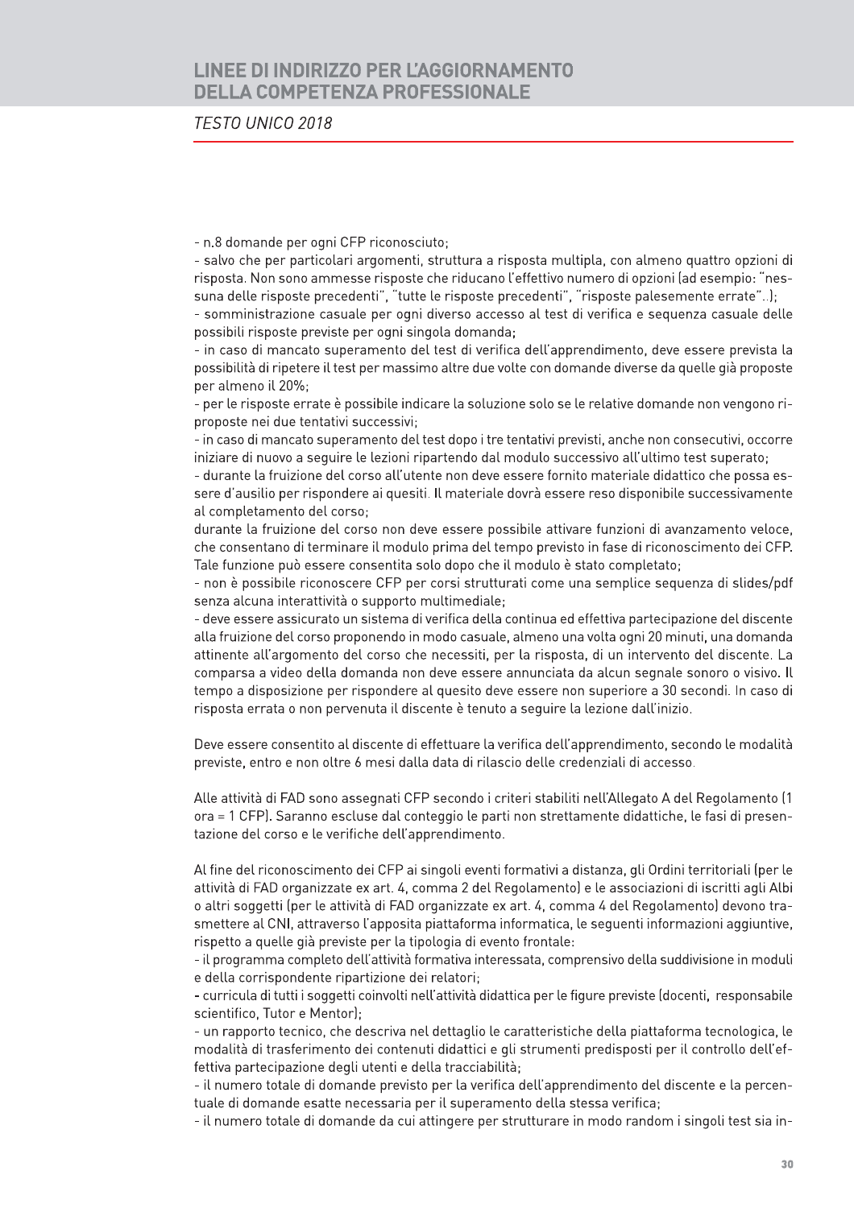- n.8 domande per ogni CFP riconosciuto;
- salvo che per particolari argomenti, struttura a risposta multipla, con almeno quattro opzioni di risposta. Non sono ammesse risposte che riducano l'effettivo numero di opzioni (ad esempio: "nessuna delle risposte precedenti", "tutte le risposte precedenti", "risposte palesemente errate"..);
- somministrazione casuale per ogni diverso accesso al test di verifica e sequenza casuale delle possibili risposte previste per ogni singola domanda;
- in caso di mancato superamento del test di verifica dell'apprendimento, deve essere prevista la possibilità di ripetere il test per massimo altre due volte con domande diverse da quelle già proposte per almeno il 20%;
- per le risposte errate è possibile indicare la soluzione solo se le relative domande non vengono riproposte nei due tentativi successivi;
- in caso di mancato superamento del test dopo i tre tentativi previsti, anche non consecutivi, occorre iniziare di nuovo a seguire le lezioni ripartendo dal modulo successivo all'ultimo test superato;
- durante la fruizione del corso all'utente non deve essere fornito materiale didattico che possa essere d'ausilio per rispondere ai quesiti. Il materiale dovrà essere reso disponibile successivamente al completamento del corso;

durante la fruizione del corso non deve essere possibile attivare funzioni di avanzamento veloce, che consentano di terminare il modulo prima del tempo previsto in fase di riconoscimento dei CFP. Tale funzione può essere consentita solo dopo che il modulo è stato completato;
- non è possibile riconoscere CFP per corsi strutturati come una semplice sequenza di slides/pdf senza alcuna interattività o supporto multimediale;
- deve essere assicurato un sistema di verifica della continua ed effettiva partecipazione del discente alla fruizione del corso proponendo in modo casuale, almeno una volta ogni 20 minuti, una domanda attinente all'argomento del corso che necessiti, per la risposta, di un intervento del discente. La comparsa a video della domanda non deve essere annunciata da alcun segnale sonoro o visivo. Il tempo a disposizione per rispondere al quesito deve essere non superiore a 30 secondi. In caso di risposta errata o non pervenuta il discente è tenuto a seguire la lezione dall'inizio.

Deve essere consentito al discente di effettuare la verifica dell'apprendimento, secondo le modalità previste, entro e non oltre 6 mesi dalla data di rilascio delle credenziali di accesso.

Alle attività di FAD sono assegnati CFP secondo i criteri stabiliti nell'Allegato A del Regolamento (1 ora = 1 CFP). Saranno escluse dal conteggio le parti non strettamente didattiche, le fasi di presentazione del corso e le verifiche dell'apprendimento.

Al fine del riconoscimento dei CFP ai singoli eventi formativi a distanza, gli Ordini territoriali (per le attività di FAD organizzate ex art. 4, comma 2 del Regolamento) e le associazioni di iscritti agli Albi o altri soggetti (per le attività di FAD organizzate ex art. 4, comma 4 del Regolamento) devono trasmettere al CNI, attraverso l'apposita piattaforma informatica, le seguenti informazioni aggiuntive, rispetto a quelle già previste per la tipologia di evento frontale:
- il programma completo dell'attività formativa interessata, comprensivo della suddivisione in moduli e della corrispondente ripartizione dei relatori;
- curricula di tutti i soggetti coinvolti nell'attività didattica per le figure previste (docenti, responsabile scientifico, Tutor e Mentor);
- un rapporto tecnico, che descriva nel dettaglio le caratteristiche della piattaforma tecnologica, le modalità di trasferimento dei contenuti didattici e gli strumenti predisposti per il controllo dell'effettiva partecipazione degli utenti e della tracciabilità;
- il numero totale di domande previsto per la verifica dell'apprendimento del discente e la percentuale di domande esatte necessaria per il superamento della stessa verifica;
- il numero totale di domande da cui attingere per strutturare in modo random i singoli test sia in-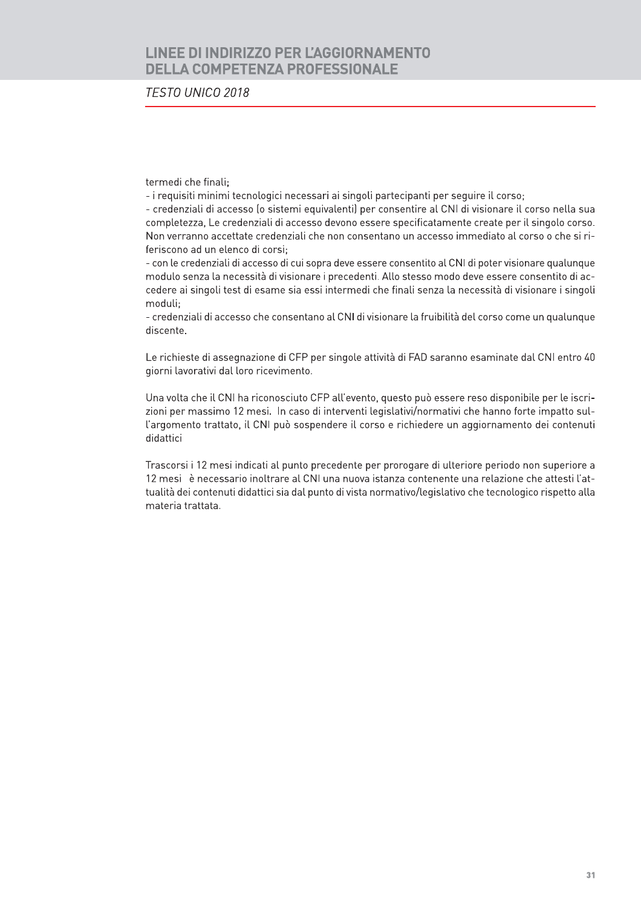termedi che finali;

- i requisiti minimi tecnologici necessari ai singoli partecipanti per seguire il corso;
- credenziali di accesso (o sistemi equivalenti) per consentire al CNI di visionare il corso nella sua completezza, Le credenziali di accesso devono essere specificatamente create per il singolo corso. Non verranno accettate credenziali che non consentano un accesso immediato al corso o che si riferiscono ad un elenco di corsi;
- con le credenziali di accesso di cui sopra deve essere consentito al CNI di poter visionare qualunque modulo senza la necessità di visionare i precedenti. Allo stesso modo deve essere consentito di accedere ai singoli test di esame sia essi intermedi che finali senza la necessità di visionare i singoli moduli;
- credenziali di accesso che consentano al CNI di visionare la fruibilità del corso come un qualunque discente.

Le richieste di assegnazione di CFP per singole attività di FAD saranno esaminate dal CNI entro 40 giorni lavorativi dal loro ricevimento.

Una volta che il CNI ha riconosciuto CFP all'evento, questo può essere reso disponibile per le iscrizioni per massimo 12 mesi. In caso di interventi legislativi/normativi che hanno forte impatto sull'argomento trattato, il CNI può sospendere il corso e richiedere un aggiornamento dei contenuti didattici

Trascorsi i 12 mesi indicati al punto precedente per prorogare di ulteriore periodo non superiore a 12 mesi è necessario inoltrare al CNI una nuova istanza contenente una relazione che attesti l'attualità dei contenuti didattici sia dal punto di vista normativo/legislativo che tecnologico rispetto alla materia trattata.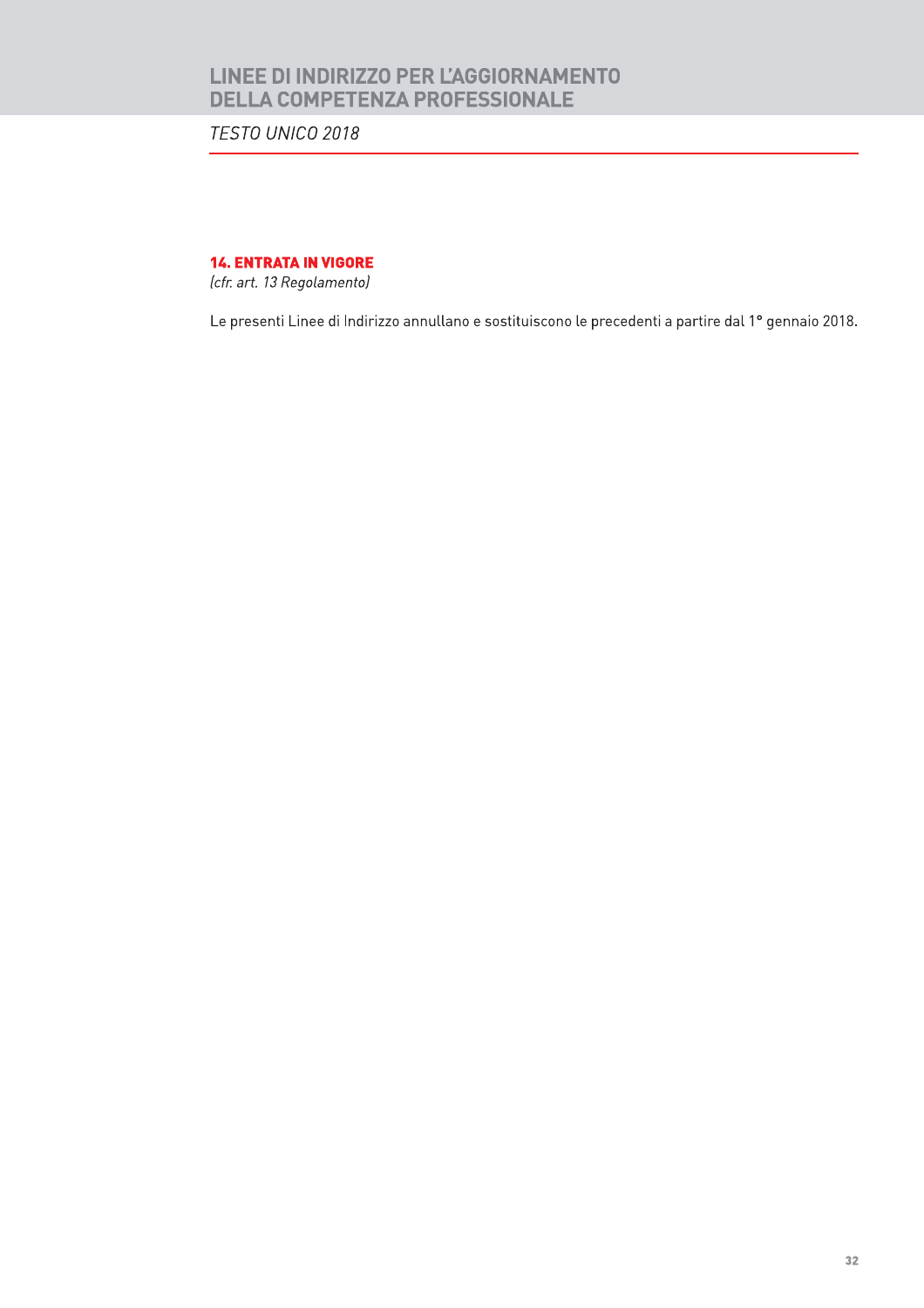## 14. ENTRATA IN VIGORE

*(cfr. art. 13 Regolamento)*

Le presenti Linee di Indirizzo annullano e sostituiscono le precedenti a partire dal 1° gennaio 2018.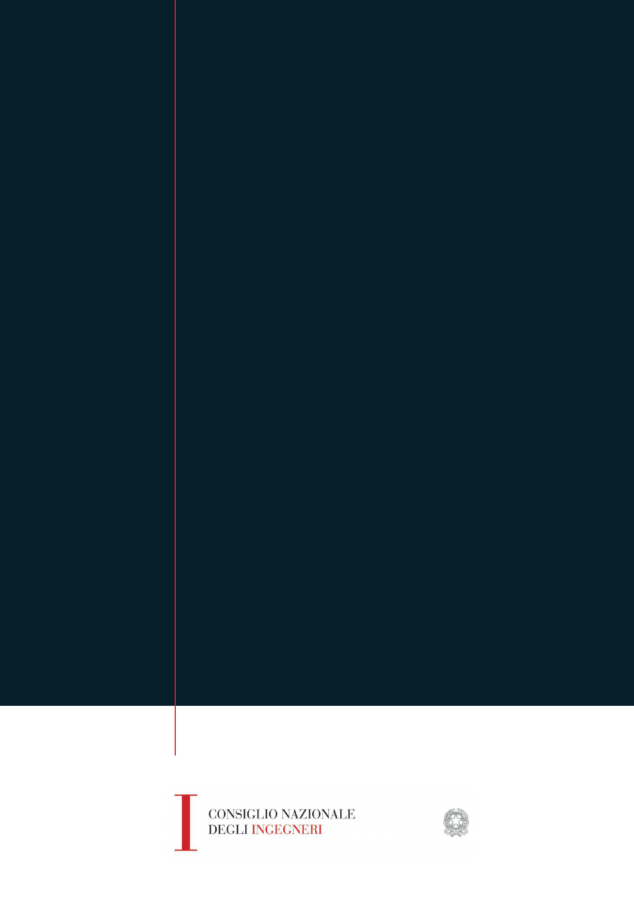CONSIGLIO NAZIONALE
DEGLI INGEGNERI